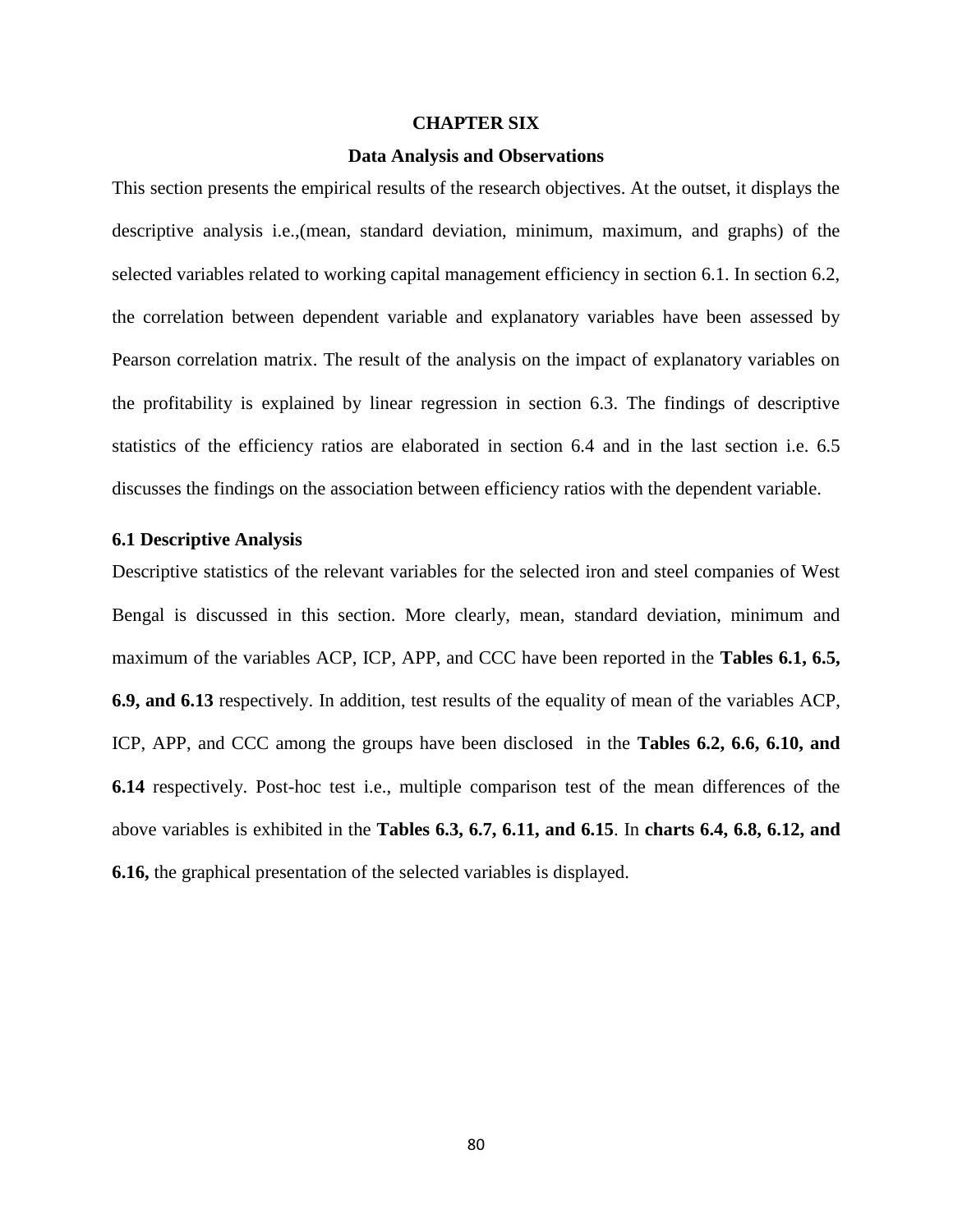# CHAPTER SIX

## Data Analysis and Observations

This section presents the empirical results of the research objectives. At the outset, it displays the descriptive analysis i.e.,(mean, standard deviation, minimum, maximum, and graphs) of the selected variables related to working capital management efficiency in section 6.1. In section 6.2, the correlation between dependent variable and explanatory variables have been assessed by Pearson correlation matrix. The result of the analysis on the impact of explanatory variables on the profitability is explained by linear regression in section 6.3. The findings of descriptive statistics of the efficiency ratios are elaborated in section 6.4 and in the last section i.e. 6.5 discusses the findings on the association between efficiency ratios with the dependent variable.

### 6.1 Descriptive Analysis

Descriptive statistics of the relevant variables for the selected iron and steel companies of West Bengal is discussed in this section. More clearly, mean, standard deviation, minimum and maximum of the variables ACP, ICP, APP, and CCC have been reported in the **Tables 6.1, 6.5, 6.9, and 6.13** respectively. In addition, test results of the equality of mean of the variables ACP, ICP, APP, and CCC among the groups have been disclosed in the **Tables 6.2, 6.6, 6.10, and 6.14** respectively. Post-hoc test i.e., multiple comparison test of the mean differences of the above variables is exhibited in the **Tables 6.3, 6.7, 6.11, and 6.15**. In **charts 6.4, 6.8, 6.12, and 6.16,** the graphical presentation of the selected variables is displayed.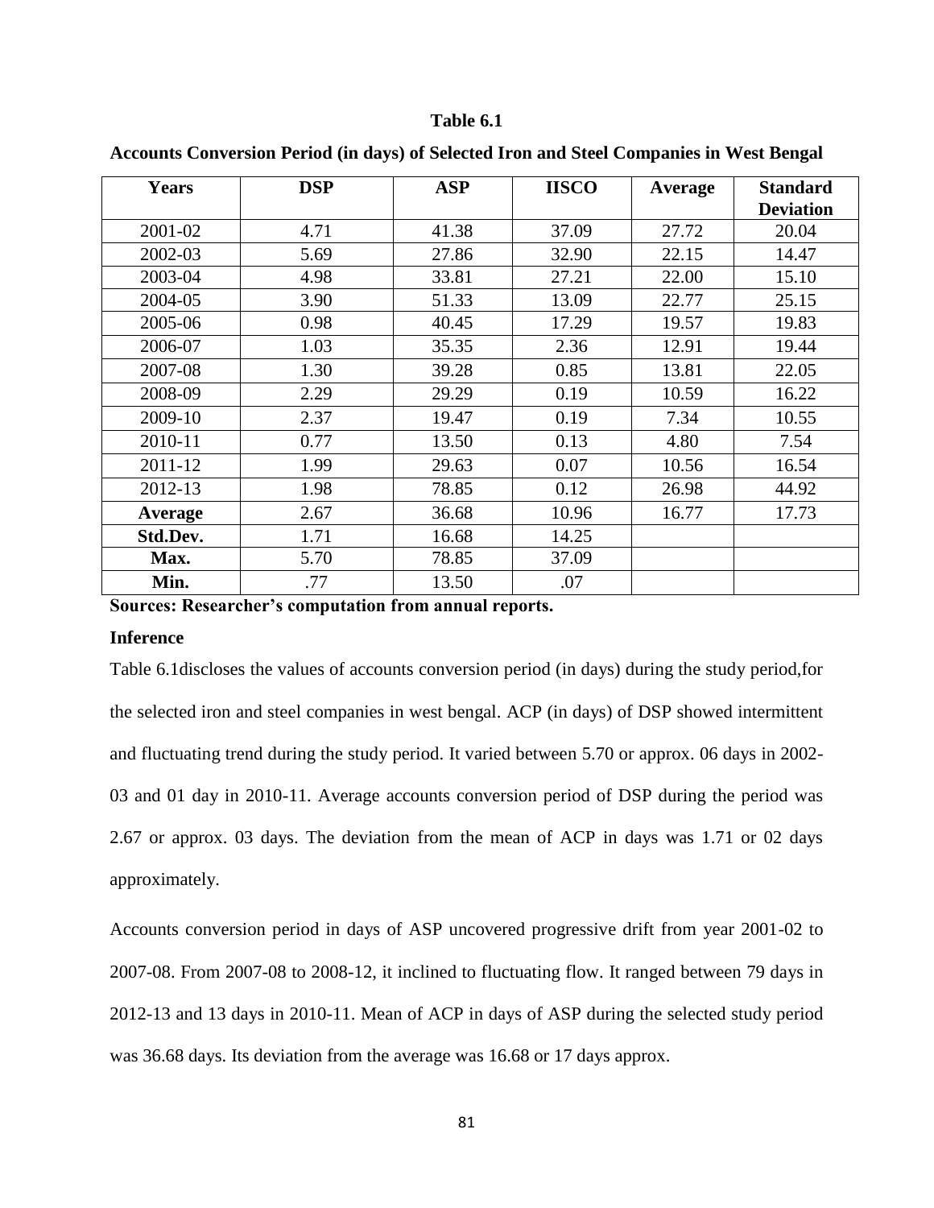**Table 6.1**

**Accounts Conversion Period (in days) of Selected Iron and Steel Companies in West Bengal**

| Years | DSP | ASP | IISCO | Average | Standard Deviation |
|---|---|---|---|---|---|
| 2001-02 | 4.71 | 41.38 | 37.09 | 27.72 | 20.04 |
| 2002-03 | 5.69 | 27.86 | 32.90 | 22.15 | 14.47 |
| 2003-04 | 4.98 | 33.81 | 27.21 | 22.00 | 15.10 |
| 2004-05 | 3.90 | 51.33 | 13.09 | 22.77 | 25.15 |
| 2005-06 | 0.98 | 40.45 | 17.29 | 19.57 | 19.83 |
| 2006-07 | 1.03 | 35.35 | 2.36 | 12.91 | 19.44 |
| 2007-08 | 1.30 | 39.28 | 0.85 | 13.81 | 22.05 |
| 2008-09 | 2.29 | 29.29 | 0.19 | 10.59 | 16.22 |
| 2009-10 | 2.37 | 19.47 | 0.19 | 7.34 | 10.55 |
| 2010-11 | 0.77 | 13.50 | 0.13 | 4.80 | 7.54 |
| 2011-12 | 1.99 | 29.63 | 0.07 | 10.56 | 16.54 |
| 2012-13 | 1.98 | 78.85 | 0.12 | 26.98 | 44.92 |
| **Average** | 2.67 | 36.68 | 10.96 | 16.77 | 17.73 |
| **Std.Dev.** | 1.71 | 16.68 | 14.25 | | |
| **Max.** | 5.70 | 78.85 | 37.09 | | |
| **Min.** | .77 | 13.50 | .07 | | |

**Sources: Researcher's computation from annual reports.**

**Inference**

Table 6.1discloses the values of accounts conversion period (in days) during the study period,for the selected iron and steel companies in west bengal. ACP (in days) of DSP showed intermittent and fluctuating trend during the study period. It varied between 5.70 or approx. 06 days in 2002-03 and 01 day in 2010-11. Average accounts conversion period of DSP during the period was 2.67 or approx. 03 days. The deviation from the mean of ACP in days was 1.71 or 02 days approximately.

Accounts conversion period in days of ASP uncovered progressive drift from year 2001-02 to 2007-08. From 2007-08 to 2008-12, it inclined to fluctuating flow. It ranged between 79 days in 2012-13 and 13 days in 2010-11. Mean of ACP in days of ASP during the selected study period was 36.68 days. Its deviation from the average was 16.68 or 17 days approx.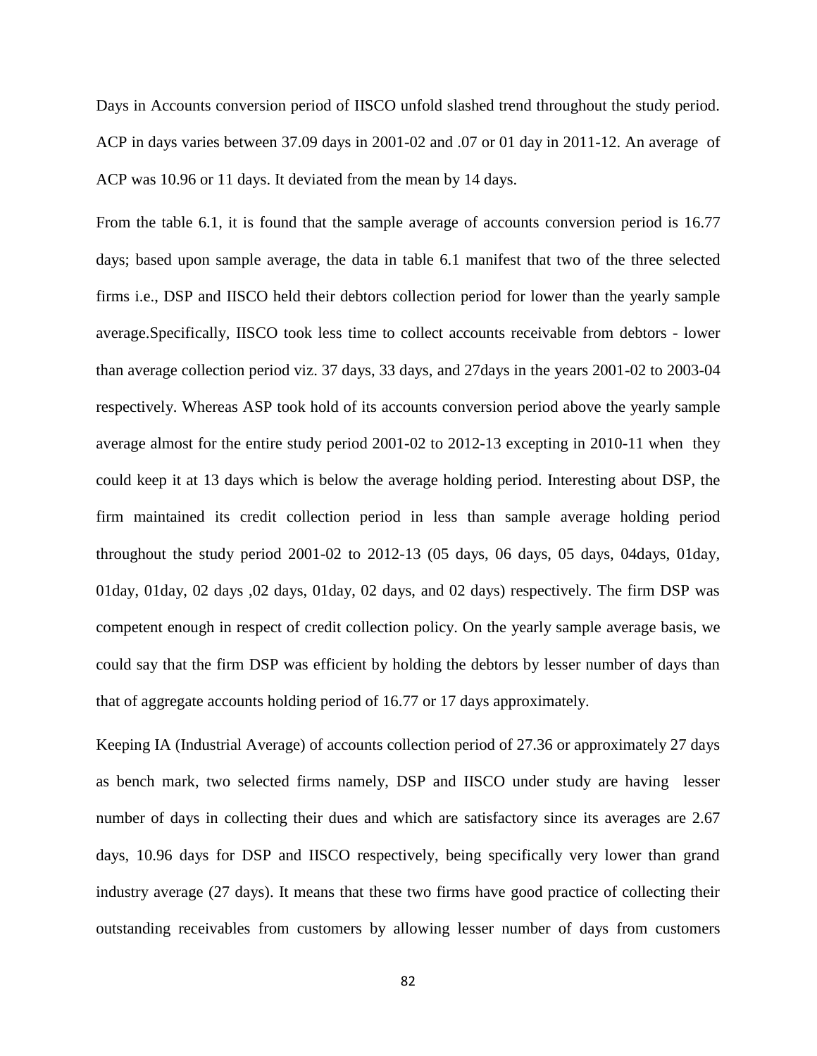Days in Accounts conversion period of IISCO unfold slashed trend throughout the study period. ACP in days varies between 37.09 days in 2001-02 and .07 or 01 day in 2011-12. An average of ACP was 10.96 or 11 days. It deviated from the mean by 14 days.

From the table 6.1, it is found that the sample average of accounts conversion period is 16.77 days; based upon sample average, the data in table 6.1 manifest that two of the three selected firms i.e., DSP and IISCO held their debtors collection period for lower than the yearly sample average.Specifically, IISCO took less time to collect accounts receivable from debtors - lower than average collection period viz. 37 days, 33 days, and 27days in the years 2001-02 to 2003-04 respectively. Whereas ASP took hold of its accounts conversion period above the yearly sample average almost for the entire study period 2001-02 to 2012-13 excepting in 2010-11 when they could keep it at 13 days which is below the average holding period. Interesting about DSP, the firm maintained its credit collection period in less than sample average holding period throughout the study period 2001-02 to 2012-13 (05 days, 06 days, 05 days, 04days, 01day, 01day, 01day, 02 days ,02 days, 01day, 02 days, and 02 days) respectively. The firm DSP was competent enough in respect of credit collection policy. On the yearly sample average basis, we could say that the firm DSP was efficient by holding the debtors by lesser number of days than that of aggregate accounts holding period of 16.77 or 17 days approximately.

Keeping IA (Industrial Average) of accounts collection period of 27.36 or approximately 27 days as bench mark, two selected firms namely, DSP and IISCO under study are having lesser number of days in collecting their dues and which are satisfactory since its averages are 2.67 days, 10.96 days for DSP and IISCO respectively, being specifically very lower than grand industry average (27 days). It means that these two firms have good practice of collecting their outstanding receivables from customers by allowing lesser number of days from customers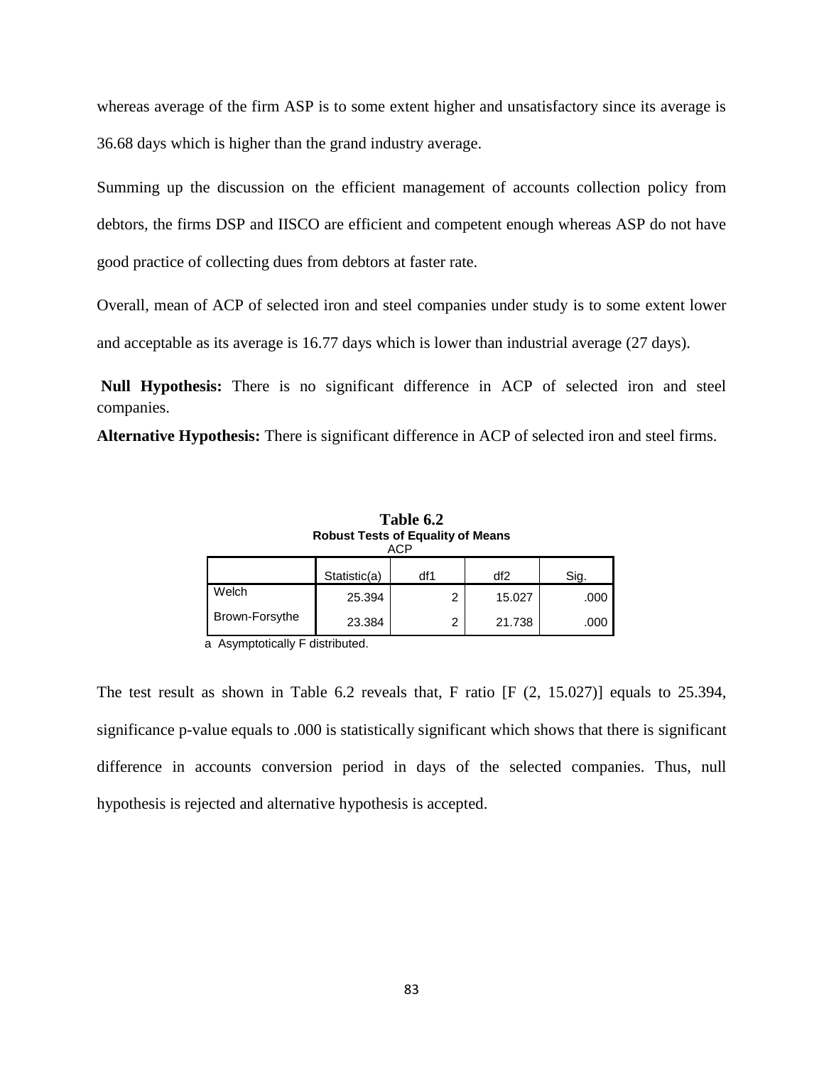whereas average of the firm ASP is to some extent higher and unsatisfactory since its average is 36.68 days which is higher than the grand industry average.

Summing up the discussion on the efficient management of accounts collection policy from debtors, the firms DSP and IISCO are efficient and competent enough whereas ASP do not have good practice of collecting dues from debtors at faster rate.

Overall, mean of ACP of selected iron and steel companies under study is to some extent lower and acceptable as its average is 16.77 days which is lower than industrial average (27 days).

**Null Hypothesis:** There is no significant difference in ACP of selected iron and steel companies.

**Alternative Hypothesis:** There is significant difference in ACP of selected iron and steel firms.

**Table 6.2**

**Robust Tests of Equality of Means**

ACP

| | Statistic(a) | df1 | df2 | Sig. |
|---|---|---|---|---|
| Welch | 25.394 | 2 | 15.027 | .000 |
| Brown-Forsythe | 23.384 | 2 | 21.738 | .000 |

a Asymptotically F distributed.

The test result as shown in Table 6.2 reveals that, F ratio [F (2, 15.027)] equals to 25.394, significance p-value equals to .000 is statistically significant which shows that there is significant difference in accounts conversion period in days of the selected companies. Thus, null hypothesis is rejected and alternative hypothesis is accepted.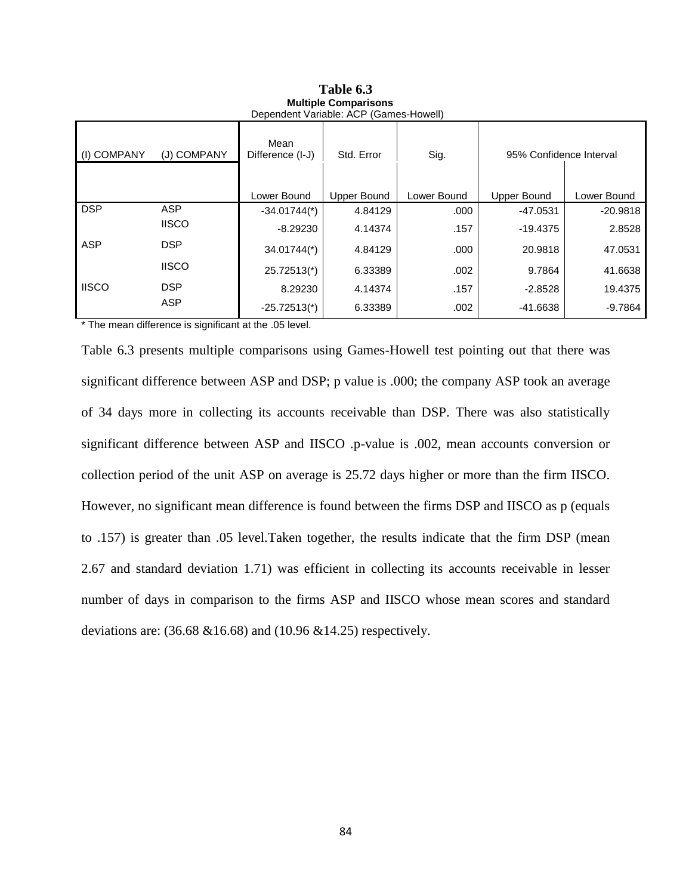**Table 6.3**

**Multiple Comparisons**

Dependent Variable: ACP (Games-Howell)

| (I) COMPANY | (J) COMPANY | Mean Difference (I-J) | Std. Error | Sig. | 95% Confidence Interval | |
|---|---|---|---|---|---|---|
| | | Lower Bound | Upper Bound | Lower Bound | Upper Bound | Lower Bound |
| DSP | ASP | -34.01744(*) | 4.84129 | .000 | -47.0531 | -20.9818 |
| | IISCO | -8.29230 | 4.14374 | .157 | -19.4375 | 2.8528 |
| ASP | DSP | 34.01744(*) | 4.84129 | .000 | 20.9818 | 47.0531 |
| | IISCO | 25.72513(*) | 6.33389 | .002 | 9.7864 | 41.6638 |
| IISCO | DSP | 8.29230 | 4.14374 | .157 | -2.8528 | 19.4375 |
| | ASP | -25.72513(*) | 6.33389 | .002 | -41.6638 | -9.7864 |

* The mean difference is significant at the .05 level.

Table 6.3 presents multiple comparisons using Games-Howell test pointing out that there was significant difference between ASP and DSP; p value is .000; the company ASP took an average of 34 days more in collecting its accounts receivable than DSP. There was also statistically significant difference between ASP and IISCO .p-value is .002, mean accounts conversion or collection period of the unit ASP on average is 25.72 days higher or more than the firm IISCO. However, no significant mean difference is found between the firms DSP and IISCO as p (equals to .157) is greater than .05 level.Taken together, the results indicate that the firm DSP (mean 2.67 and standard deviation 1.71) was efficient in collecting its accounts receivable in lesser number of days in comparison to the firms ASP and IISCO whose mean scores and standard deviations are: (36.68 &16.68) and (10.96 &14.25) respectively.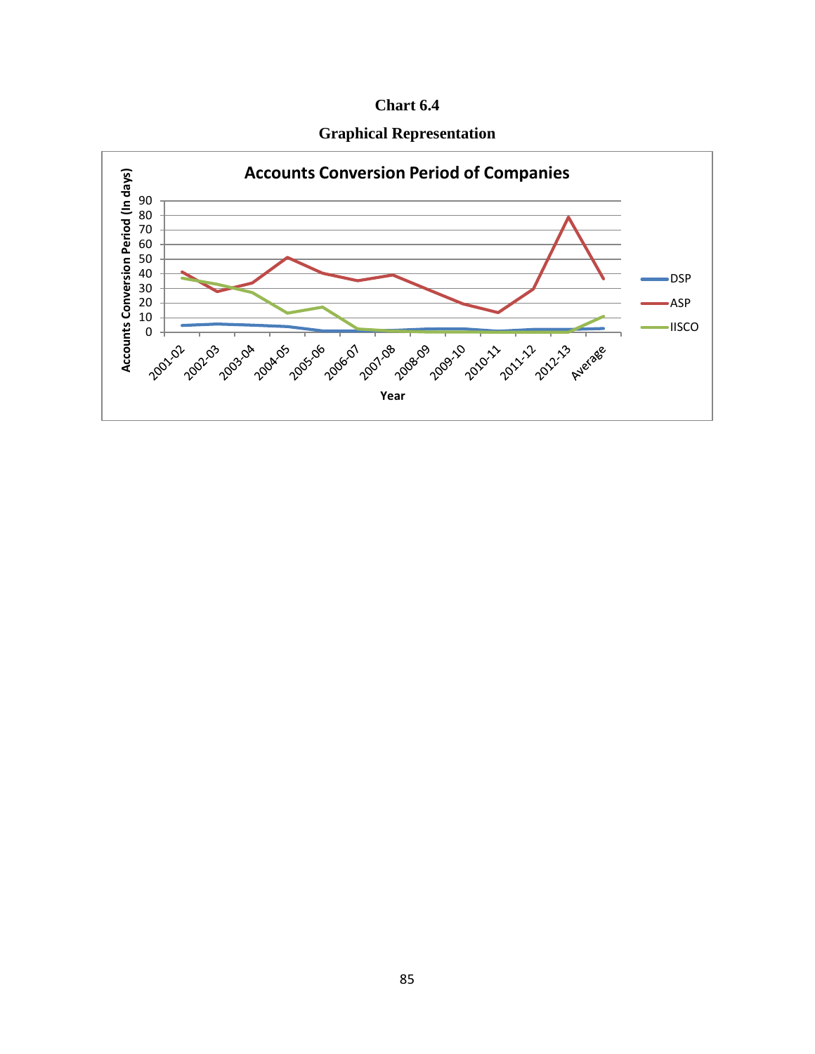**Chart 6.4**

**Graphical Representation**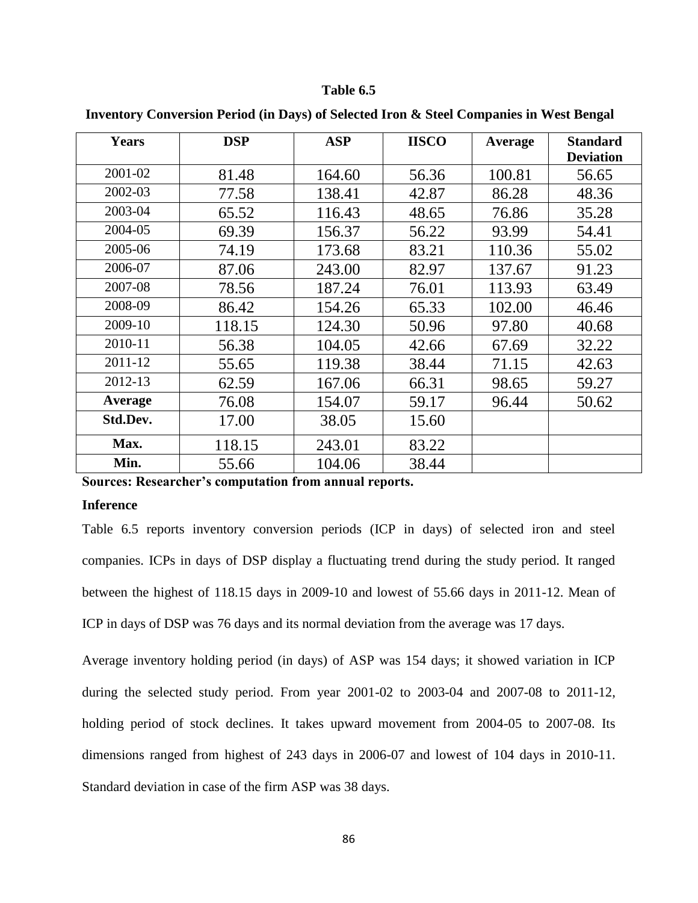**Table 6.5**

**Inventory Conversion Period (in Days) of Selected Iron & Steel Companies in West Bengal**

| Years | DSP | ASP | IISCO | Average | Standard Deviation |
|---|---|---|---|---|---|
| 2001-02 | 81.48 | 164.60 | 56.36 | 100.81 | 56.65 |
| 2002-03 | 77.58 | 138.41 | 42.87 | 86.28 | 48.36 |
| 2003-04 | 65.52 | 116.43 | 48.65 | 76.86 | 35.28 |
| 2004-05 | 69.39 | 156.37 | 56.22 | 93.99 | 54.41 |
| 2005-06 | 74.19 | 173.68 | 83.21 | 110.36 | 55.02 |
| 2006-07 | 87.06 | 243.00 | 82.97 | 137.67 | 91.23 |
| 2007-08 | 78.56 | 187.24 | 76.01 | 113.93 | 63.49 |
| 2008-09 | 86.42 | 154.26 | 65.33 | 102.00 | 46.46 |
| 2009-10 | 118.15 | 124.30 | 50.96 | 97.80 | 40.68 |
| 2010-11 | 56.38 | 104.05 | 42.66 | 67.69 | 32.22 |
| 2011-12 | 55.65 | 119.38 | 38.44 | 71.15 | 42.63 |
| 2012-13 | 62.59 | 167.06 | 66.31 | 98.65 | 59.27 |
| **Average** | 76.08 | 154.07 | 59.17 | 96.44 | 50.62 |
| **Std.Dev.** | 17.00 | 38.05 | 15.60 | | |
| **Max.** | 118.15 | 243.01 | 83.22 | | |
| **Min.** | 55.66 | 104.06 | 38.44 | | |

**Sources: Researcher's computation from annual reports.**

**Inference**

Table 6.5 reports inventory conversion periods (ICP in days) of selected iron and steel companies. ICPs in days of DSP display a fluctuating trend during the study period. It ranged between the highest of 118.15 days in 2009-10 and lowest of 55.66 days in 2011-12. Mean of ICP in days of DSP was 76 days and its normal deviation from the average was 17 days.

Average inventory holding period (in days) of ASP was 154 days; it showed variation in ICP during the selected study period. From year 2001-02 to 2003-04 and 2007-08 to 2011-12, holding period of stock declines. It takes upward movement from 2004-05 to 2007-08. Its dimensions ranged from highest of 243 days in 2006-07 and lowest of 104 days in 2010-11. Standard deviation in case of the firm ASP was 38 days.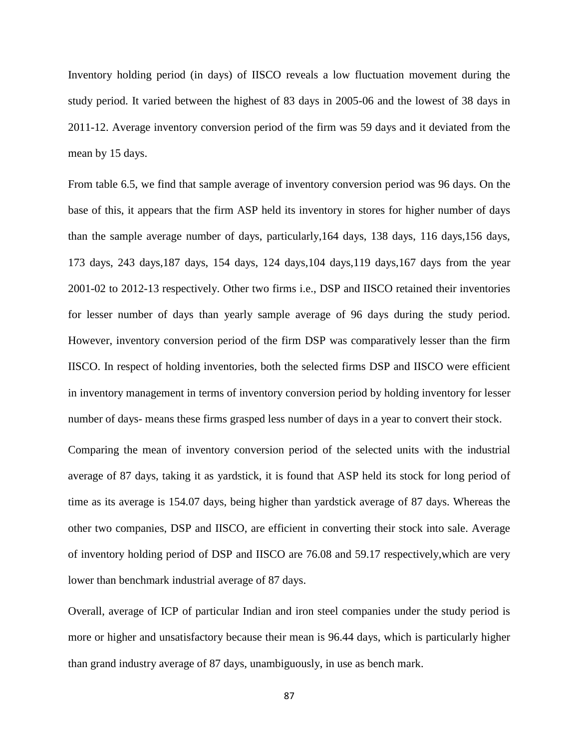Inventory holding period (in days) of IISCO reveals a low fluctuation movement during the study period. It varied between the highest of 83 days in 2005-06 and the lowest of 38 days in 2011-12. Average inventory conversion period of the firm was 59 days and it deviated from the mean by 15 days.

From table 6.5, we find that sample average of inventory conversion period was 96 days. On the base of this, it appears that the firm ASP held its inventory in stores for higher number of days than the sample average number of days, particularly,164 days, 138 days, 116 days,156 days, 173 days, 243 days,187 days, 154 days, 124 days,104 days,119 days,167 days from the year 2001-02 to 2012-13 respectively. Other two firms i.e., DSP and IISCO retained their inventories for lesser number of days than yearly sample average of 96 days during the study period. However, inventory conversion period of the firm DSP was comparatively lesser than the firm IISCO. In respect of holding inventories, both the selected firms DSP and IISCO were efficient in inventory management in terms of inventory conversion period by holding inventory for lesser number of days- means these firms grasped less number of days in a year to convert their stock.

Comparing the mean of inventory conversion period of the selected units with the industrial average of 87 days, taking it as yardstick, it is found that ASP held its stock for long period of time as its average is 154.07 days, being higher than yardstick average of 87 days. Whereas the other two companies, DSP and IISCO, are efficient in converting their stock into sale. Average of inventory holding period of DSP and IISCO are 76.08 and 59.17 respectively,which are very lower than benchmark industrial average of 87 days.

Overall, average of ICP of particular Indian and iron steel companies under the study period is more or higher and unsatisfactory because their mean is 96.44 days, which is particularly higher than grand industry average of 87 days, unambiguously, in use as bench mark.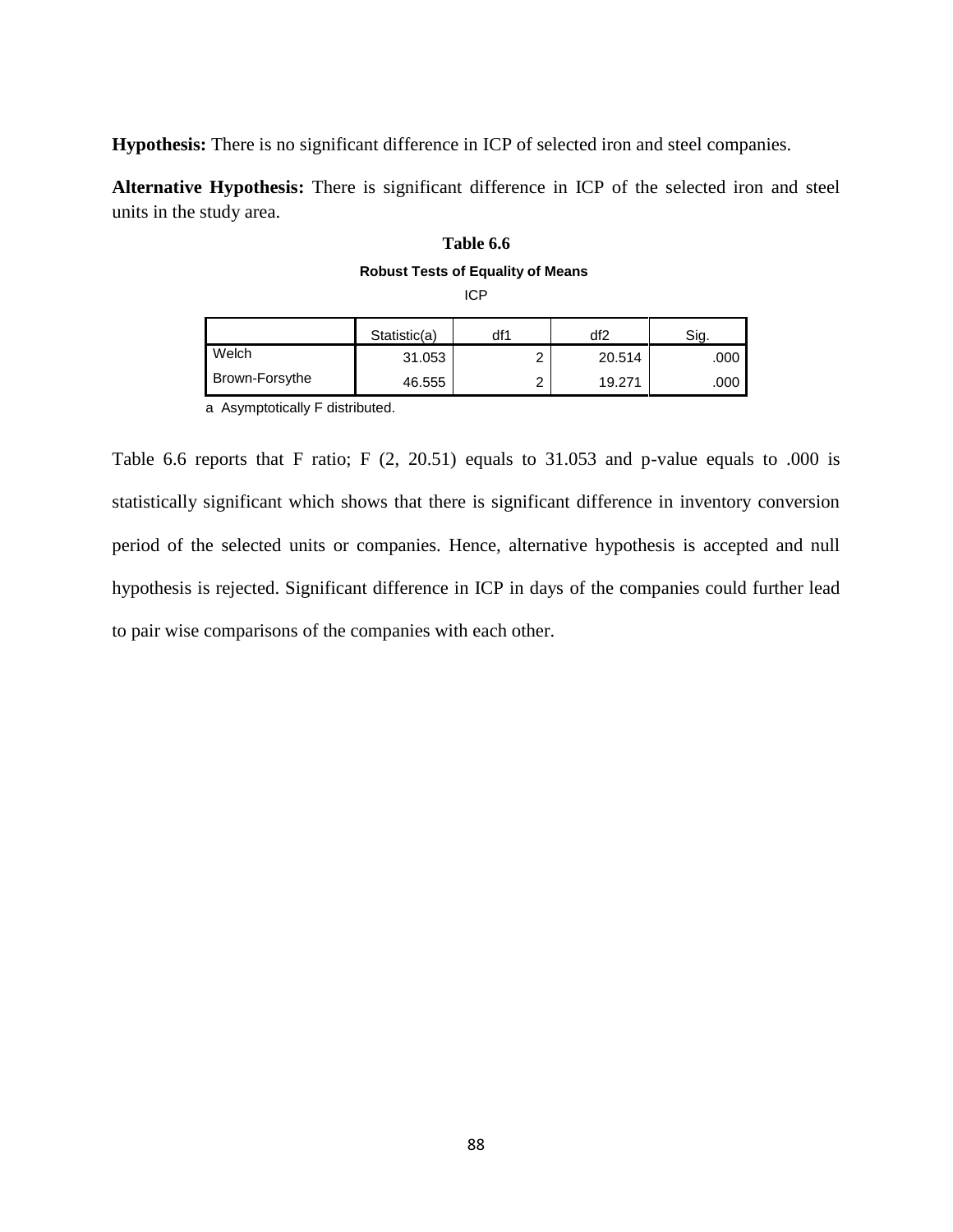**Hypothesis:** There is no significant difference in ICP of selected iron and steel companies.

**Alternative Hypothesis:** There is significant difference in ICP of the selected iron and steel units in the study area.

**Table 6.6**

**Robust Tests of Equality of Means**

ICP

| | Statistic(a) | df1 | df2 | Sig. |
|---|---|---|---|---|
| Welch | 31.053 | 2 | 20.514 | .000 |
| Brown-Forsythe | 46.555 | 2 | 19.271 | .000 |

a Asymptotically F distributed.

Table 6.6 reports that F ratio; F (2, 20.51) equals to 31.053 and p-value equals to .000 is statistically significant which shows that there is significant difference in inventory conversion period of the selected units or companies. Hence, alternative hypothesis is accepted and null hypothesis is rejected. Significant difference in ICP in days of the companies could further lead to pair wise comparisons of the companies with each other.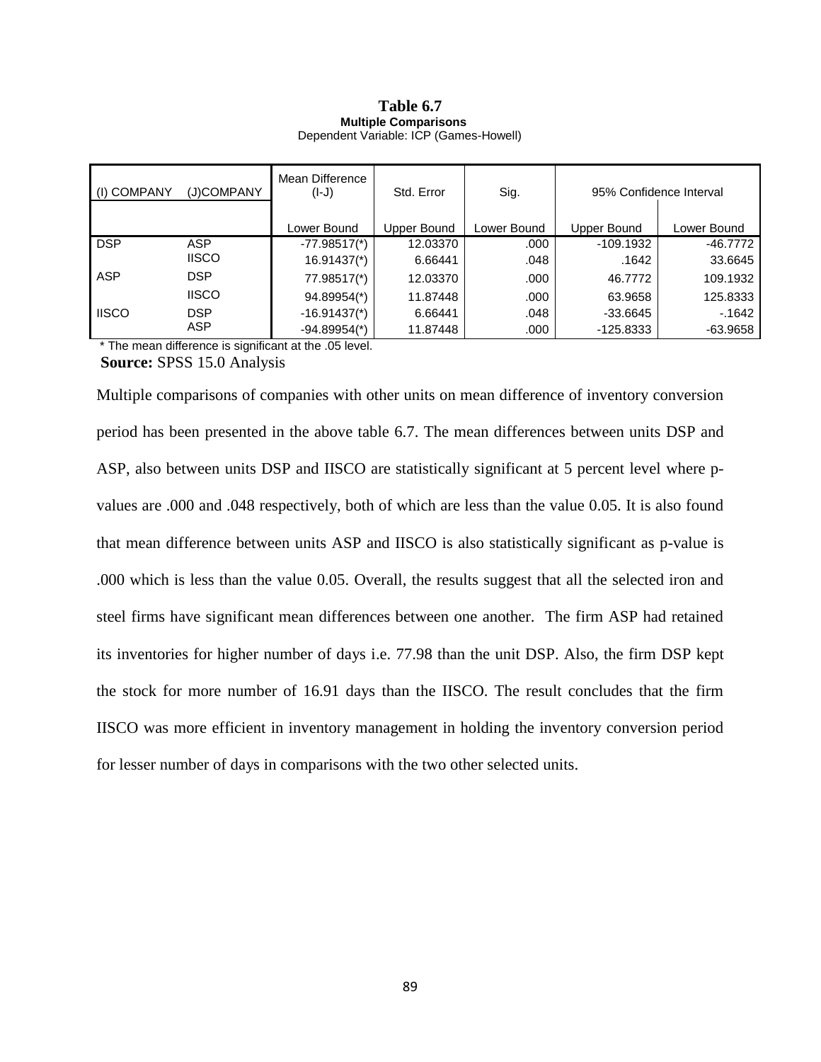**Table 6.7**
**Multiple Comparisons**
Dependent Variable: ICP (Games-Howell)

| (I) COMPANY | (J)COMPANY | Mean Difference (I-J) | Std. Error | Sig. | 95% Confidence Interval | |
|---|---|---|---|---|---|---|
| | | Lower Bound | Upper Bound | Lower Bound | Upper Bound | Lower Bound |
| DSP | ASP | -77.98517(*) | 12.03370 | .000 | -109.1932 | -46.7772 |
| | IISCO | 16.91437(*) | 6.66441 | .048 | .1642 | 33.6645 |
| ASP | DSP | 77.98517(*) | 12.03370 | .000 | 46.7772 | 109.1932 |
| | IISCO | 94.89954(*) | 11.87448 | .000 | 63.9658 | 125.8333 |
| IISCO | DSP | -16.91437(*) | 6.66441 | .048 | -33.6645 | -.1642 |
| | ASP | -94.89954(*) | 11.87448 | .000 | -125.8333 | -63.9658 |

\* The mean difference is significant at the .05 level.

**Source:** SPSS 15.0 Analysis

Multiple comparisons of companies with other units on mean difference of inventory conversion period has been presented in the above table 6.7. The mean differences between units DSP and ASP, also between units DSP and IISCO are statistically significant at 5 percent level where p-values are .000 and .048 respectively, both of which are less than the value 0.05. It is also found that mean difference between units ASP and IISCO is also statistically significant as p-value is .000 which is less than the value 0.05. Overall, the results suggest that all the selected iron and steel firms have significant mean differences between one another. The firm ASP had retained its inventories for higher number of days i.e. 77.98 than the unit DSP. Also, the firm DSP kept the stock for more number of 16.91 days than the IISCO. The result concludes that the firm IISCO was more efficient in inventory management in holding the inventory conversion period for lesser number of days in comparisons with the two other selected units.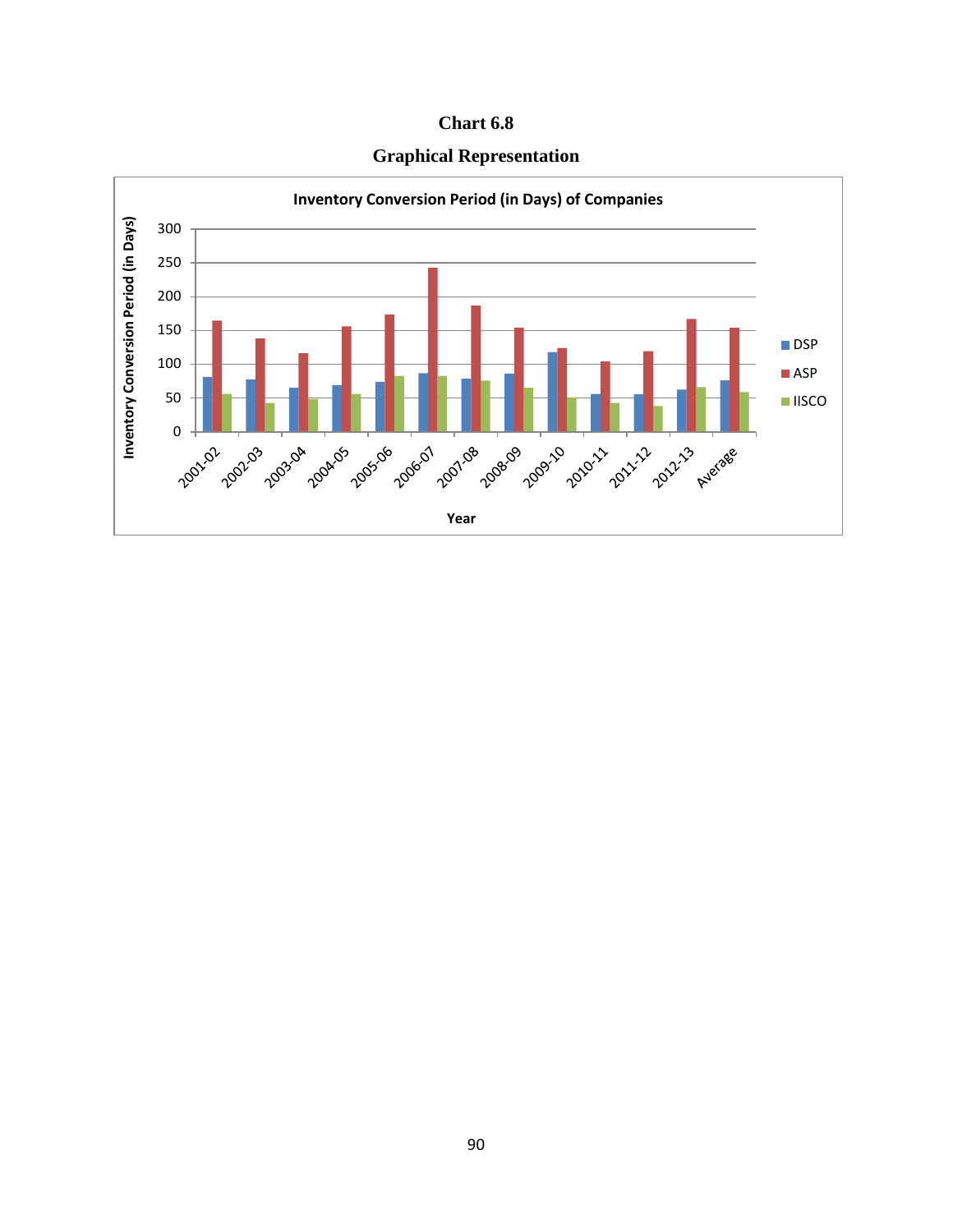**Chart 6.8**

**Graphical Representation**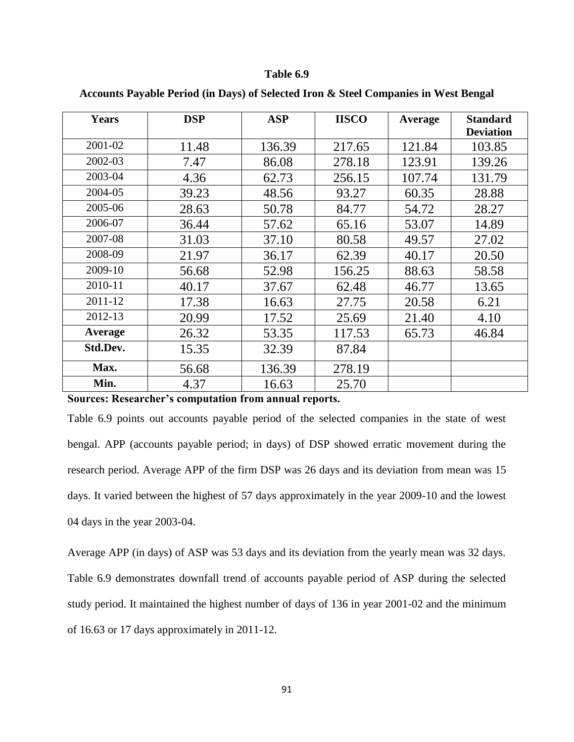**Table 6.9**

**Accounts Payable Period (in Days) of Selected Iron & Steel Companies in West Bengal**

| Years | DSP | ASP | IISCO | Average | Standard Deviation |
|---|---|---|---|---|---|
| 2001-02 | 11.48 | 136.39 | 217.65 | 121.84 | 103.85 |
| 2002-03 | 7.47 | 86.08 | 278.18 | 123.91 | 139.26 |
| 2003-04 | 4.36 | 62.73 | 256.15 | 107.74 | 131.79 |
| 2004-05 | 39.23 | 48.56 | 93.27 | 60.35 | 28.88 |
| 2005-06 | 28.63 | 50.78 | 84.77 | 54.72 | 28.27 |
| 2006-07 | 36.44 | 57.62 | 65.16 | 53.07 | 14.89 |
| 2007-08 | 31.03 | 37.10 | 80.58 | 49.57 | 27.02 |
| 2008-09 | 21.97 | 36.17 | 62.39 | 40.17 | 20.50 |
| 2009-10 | 56.68 | 52.98 | 156.25 | 88.63 | 58.58 |
| 2010-11 | 40.17 | 37.67 | 62.48 | 46.77 | 13.65 |
| 2011-12 | 17.38 | 16.63 | 27.75 | 20.58 | 6.21 |
| 2012-13 | 20.99 | 17.52 | 25.69 | 21.40 | 4.10 |
| **Average** | 26.32 | 53.35 | 117.53 | 65.73 | 46.84 |
| **Std.Dev.** | 15.35 | 32.39 | 87.84 | | |
| **Max.** | 56.68 | 136.39 | 278.19 | | |
| **Min.** | 4.37 | 16.63 | 25.70 | | |

**Sources: Researcher's computation from annual reports.**

Table 6.9 points out accounts payable period of the selected companies in the state of west bengal. APP (accounts payable period; in days) of DSP showed erratic movement during the research period. Average APP of the firm DSP was 26 days and its deviation from mean was 15 days. It varied between the highest of 57 days approximately in the year 2009-10 and the lowest 04 days in the year 2003-04.

Average APP (in days) of ASP was 53 days and its deviation from the yearly mean was 32 days. Table 6.9 demonstrates downfall trend of accounts payable period of ASP during the selected study period. It maintained the highest number of days of 136 in year 2001-02 and the minimum of 16.63 or 17 days approximately in 2011-12.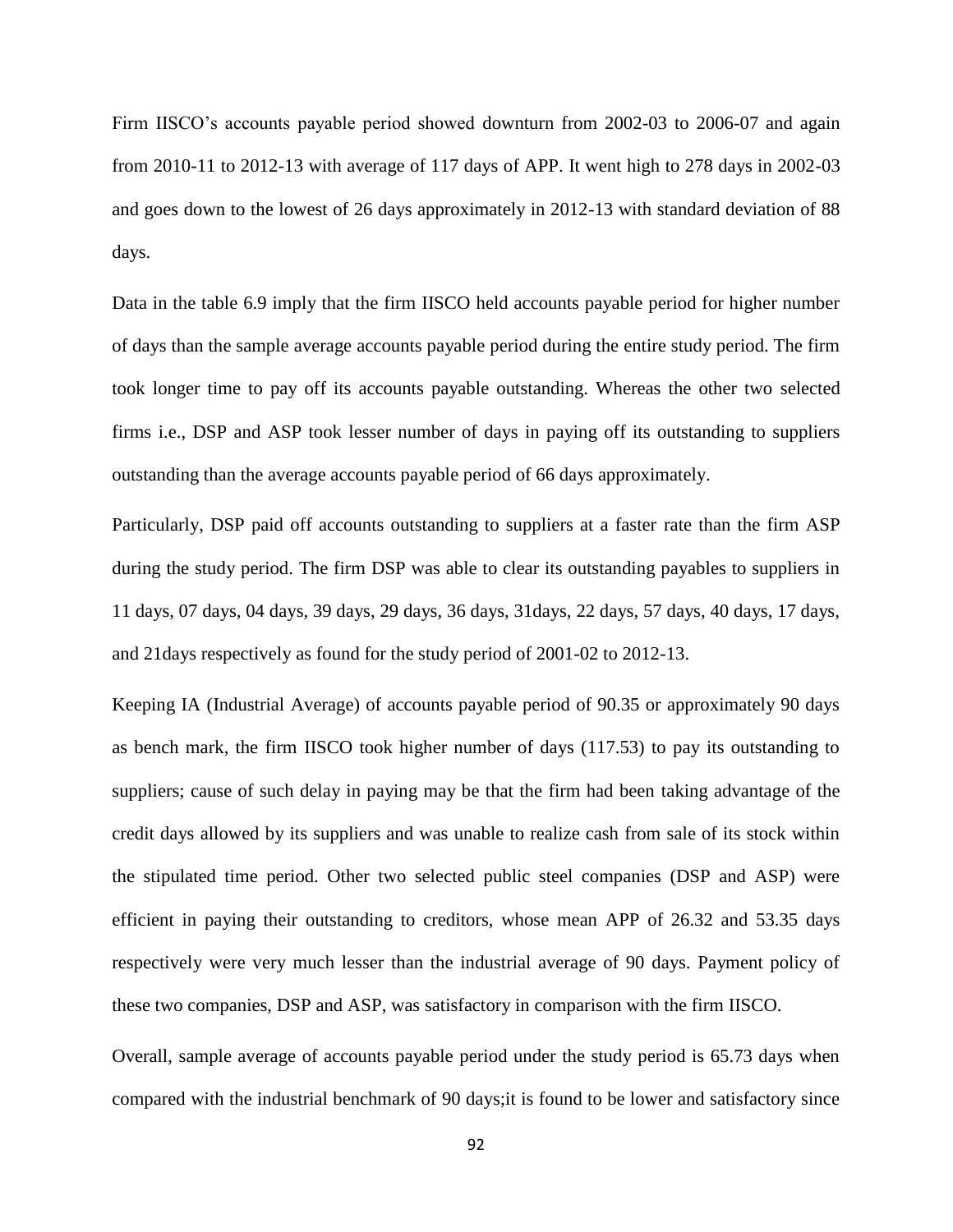Firm IISCO's accounts payable period showed downturn from 2002-03 to 2006-07 and again from 2010-11 to 2012-13 with average of 117 days of APP. It went high to 278 days in 2002-03 and goes down to the lowest of 26 days approximately in 2012-13 with standard deviation of 88 days.

Data in the table 6.9 imply that the firm IISCO held accounts payable period for higher number of days than the sample average accounts payable period during the entire study period. The firm took longer time to pay off its accounts payable outstanding. Whereas the other two selected firms i.e., DSP and ASP took lesser number of days in paying off its outstanding to suppliers outstanding than the average accounts payable period of 66 days approximately.

Particularly, DSP paid off accounts outstanding to suppliers at a faster rate than the firm ASP during the study period. The firm DSP was able to clear its outstanding payables to suppliers in 11 days, 07 days, 04 days, 39 days, 29 days, 36 days, 31days, 22 days, 57 days, 40 days, 17 days, and 21days respectively as found for the study period of 2001-02 to 2012-13.

Keeping IA (Industrial Average) of accounts payable period of 90.35 or approximately 90 days as bench mark, the firm IISCO took higher number of days (117.53) to pay its outstanding to suppliers; cause of such delay in paying may be that the firm had been taking advantage of the credit days allowed by its suppliers and was unable to realize cash from sale of its stock within the stipulated time period. Other two selected public steel companies (DSP and ASP) were efficient in paying their outstanding to creditors, whose mean APP of 26.32 and 53.35 days respectively were very much lesser than the industrial average of 90 days. Payment policy of these two companies, DSP and ASP, was satisfactory in comparison with the firm IISCO.

Overall, sample average of accounts payable period under the study period is 65.73 days when compared with the industrial benchmark of 90 days;it is found to be lower and satisfactory since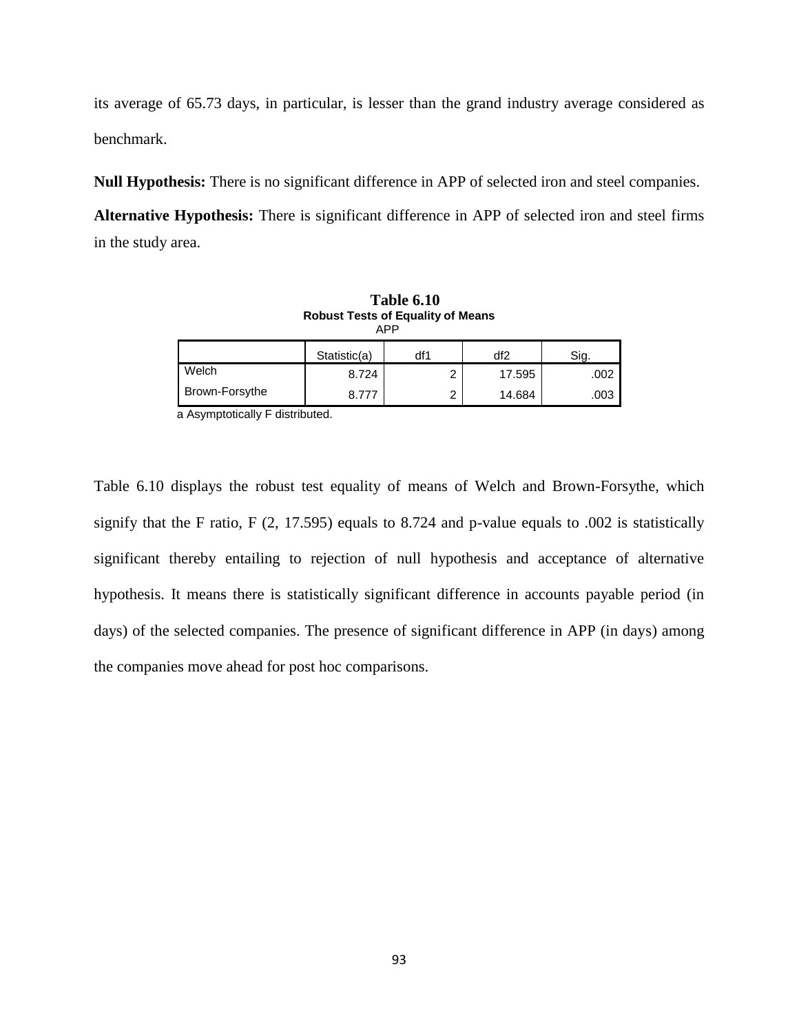its average of 65.73 days, in particular, is lesser than the grand industry average considered as benchmark.

**Null Hypothesis:** There is no significant difference in APP of selected iron and steel companies.

**Alternative Hypothesis:** There is significant difference in APP of selected iron and steel firms in the study area.

**Table 6.10**

**Robust Tests of Equality of Means**

APP

| | Statistic(a) | df1 | df2 | Sig. |
|---|---|---|---|---|
| Welch | 8.724 | 2 | 17.595 | .002 |
| Brown-Forsythe | 8.777 | 2 | 14.684 | .003 |

a Asymptotically F distributed.

Table 6.10 displays the robust test equality of means of Welch and Brown-Forsythe, which signify that the F ratio, $F\ (2, 17.595)$ equals to 8.724 and p-value equals to .002 is statistically significant thereby entailing to rejection of null hypothesis and acceptance of alternative hypothesis. It means there is statistically significant difference in accounts payable period (in days) of the selected companies. The presence of significant difference in APP (in days) among the companies move ahead for post hoc comparisons.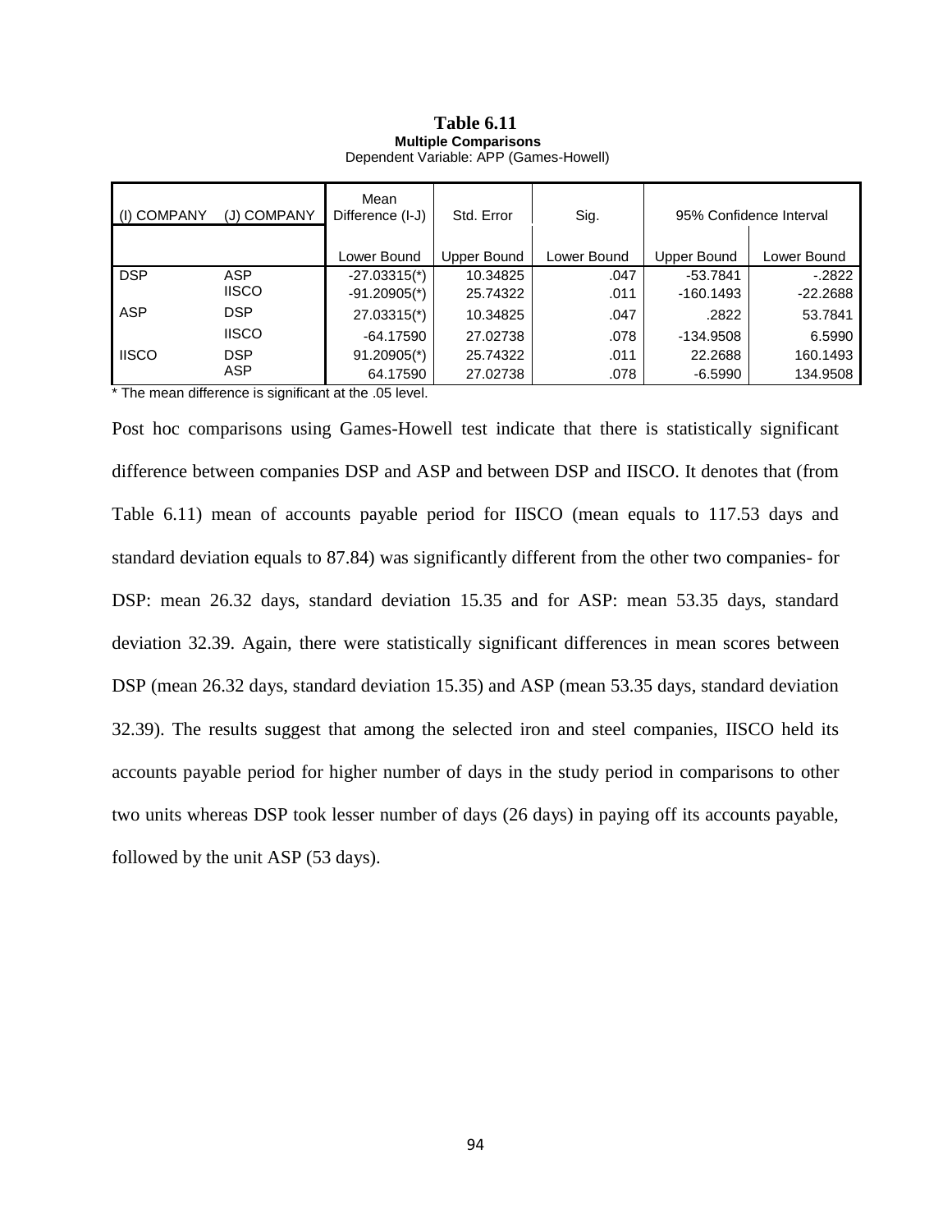**Table 6.11**

**Multiple Comparisons**

Dependent Variable: APP (Games-Howell)

| (I) COMPANY | (J) COMPANY | Mean Difference (I-J) | Std. Error | Sig. | 95% Confidence Interval | |
|---|---|---|---|---|---|---|
| | | Lower Bound | Upper Bound | Lower Bound | Upper Bound | Lower Bound |
| DSP | ASP | -27.03315(*) | 10.34825 | .047 | -53.7841 | -.2822 |
| | IISCO | -91.20905(*) | 25.74322 | .011 | -160.1493 | -22.2688 |
| ASP | DSP | 27.03315(*) | 10.34825 | .047 | .2822 | 53.7841 |
| | IISCO | -64.17590 | 27.02738 | .078 | -134.9508 | 6.5990 |
| IISCO | DSP | 91.20905(*) | 25.74322 | .011 | 22.2688 | 160.1493 |
| | ASP | 64.17590 | 27.02738 | .078 | -6.5990 | 134.9508 |

\* The mean difference is significant at the .05 level.

Post hoc comparisons using Games-Howell test indicate that there is statistically significant difference between companies DSP and ASP and between DSP and IISCO. It denotes that (from Table 6.11) mean of accounts payable period for IISCO (mean equals to 117.53 days and standard deviation equals to 87.84) was significantly different from the other two companies- for DSP: mean 26.32 days, standard deviation 15.35 and for ASP: mean 53.35 days, standard deviation 32.39. Again, there were statistically significant differences in mean scores between DSP (mean 26.32 days, standard deviation 15.35) and ASP (mean 53.35 days, standard deviation 32.39). The results suggest that among the selected iron and steel companies, IISCO held its accounts payable period for higher number of days in the study period in comparisons to other two units whereas DSP took lesser number of days (26 days) in paying off its accounts payable, followed by the unit ASP (53 days).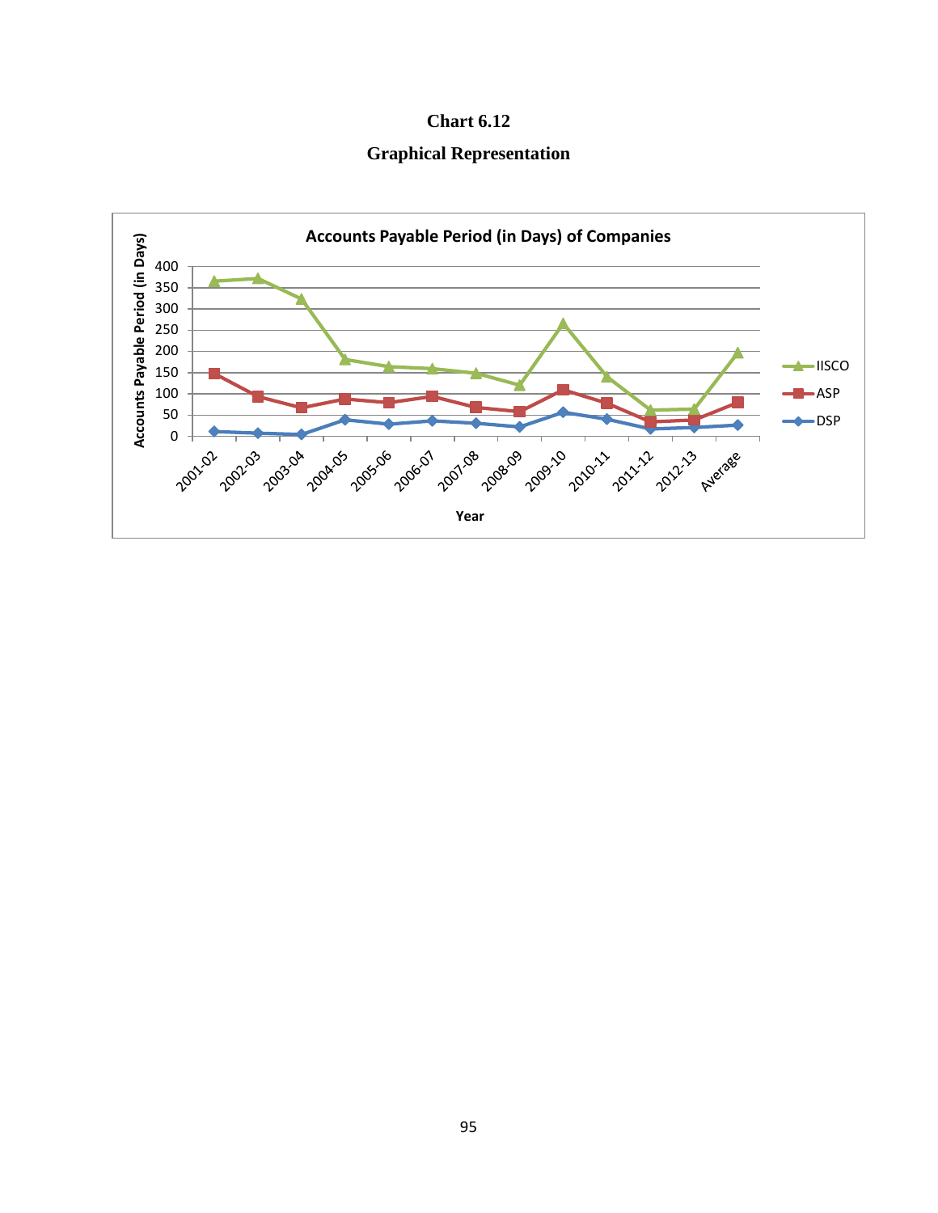**Chart 6.12**

**Graphical Representation**

**Accounts Payable Period (in Days) of Companies**

Accounts Payable Period (in Days)

400
350
300
250
200
150
100
50
0

2001-02 2002-03 2003-04 2004-05 2005-06 2006-07 2007-08 2008-09 2009-10 2010-11 2011-12 2012-13 Average

Year

IISCO
ASP
DSP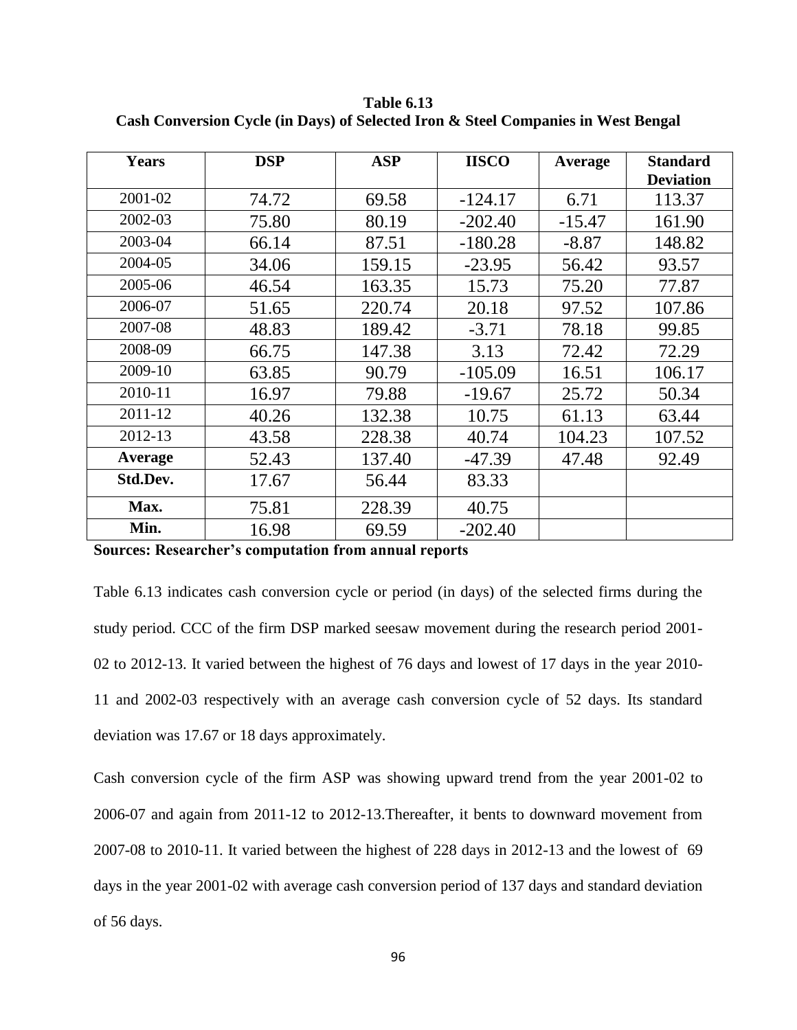**Table 6.13**
**Cash Conversion Cycle (in Days) of Selected Iron & Steel Companies in West Bengal**

| Years | DSP | ASP | IISCO | Average | Standard Deviation |
|---|---|---|---|---|---|
| 2001-02 | 74.72 | 69.58 | -124.17 | 6.71 | 113.37 |
| 2002-03 | 75.80 | 80.19 | -202.40 | -15.47 | 161.90 |
| 2003-04 | 66.14 | 87.51 | -180.28 | -8.87 | 148.82 |
| 2004-05 | 34.06 | 159.15 | -23.95 | 56.42 | 93.57 |
| 2005-06 | 46.54 | 163.35 | 15.73 | 75.20 | 77.87 |
| 2006-07 | 51.65 | 220.74 | 20.18 | 97.52 | 107.86 |
| 2007-08 | 48.83 | 189.42 | -3.71 | 78.18 | 99.85 |
| 2008-09 | 66.75 | 147.38 | 3.13 | 72.42 | 72.29 |
| 2009-10 | 63.85 | 90.79 | -105.09 | 16.51 | 106.17 |
| 2010-11 | 16.97 | 79.88 | -19.67 | 25.72 | 50.34 |
| 2011-12 | 40.26 | 132.38 | 10.75 | 61.13 | 63.44 |
| 2012-13 | 43.58 | 228.38 | 40.74 | 104.23 | 107.52 |
| **Average** | 52.43 | 137.40 | -47.39 | 47.48 | 92.49 |
| **Std.Dev.** | 17.67 | 56.44 | 83.33 | | |
| **Max.** | 75.81 | 228.39 | 40.75 | | |
| **Min.** | 16.98 | 69.59 | -202.40 | | |

**Sources: Researcher's computation from annual reports**

Table 6.13 indicates cash conversion cycle or period (in days) of the selected firms during the study period. CCC of the firm DSP marked seesaw movement during the research period 2001-02 to 2012-13. It varied between the highest of 76 days and lowest of 17 days in the year 2010-11 and 2002-03 respectively with an average cash conversion cycle of 52 days. Its standard deviation was 17.67 or 18 days approximately.

Cash conversion cycle of the firm ASP was showing upward trend from the year 2001-02 to 2006-07 and again from 2011-12 to 2012-13.Thereafter, it bents to downward movement from 2007-08 to 2010-11. It varied between the highest of 228 days in 2012-13 and the lowest of 69 days in the year 2001-02 with average cash conversion period of 137 days and standard deviation of 56 days.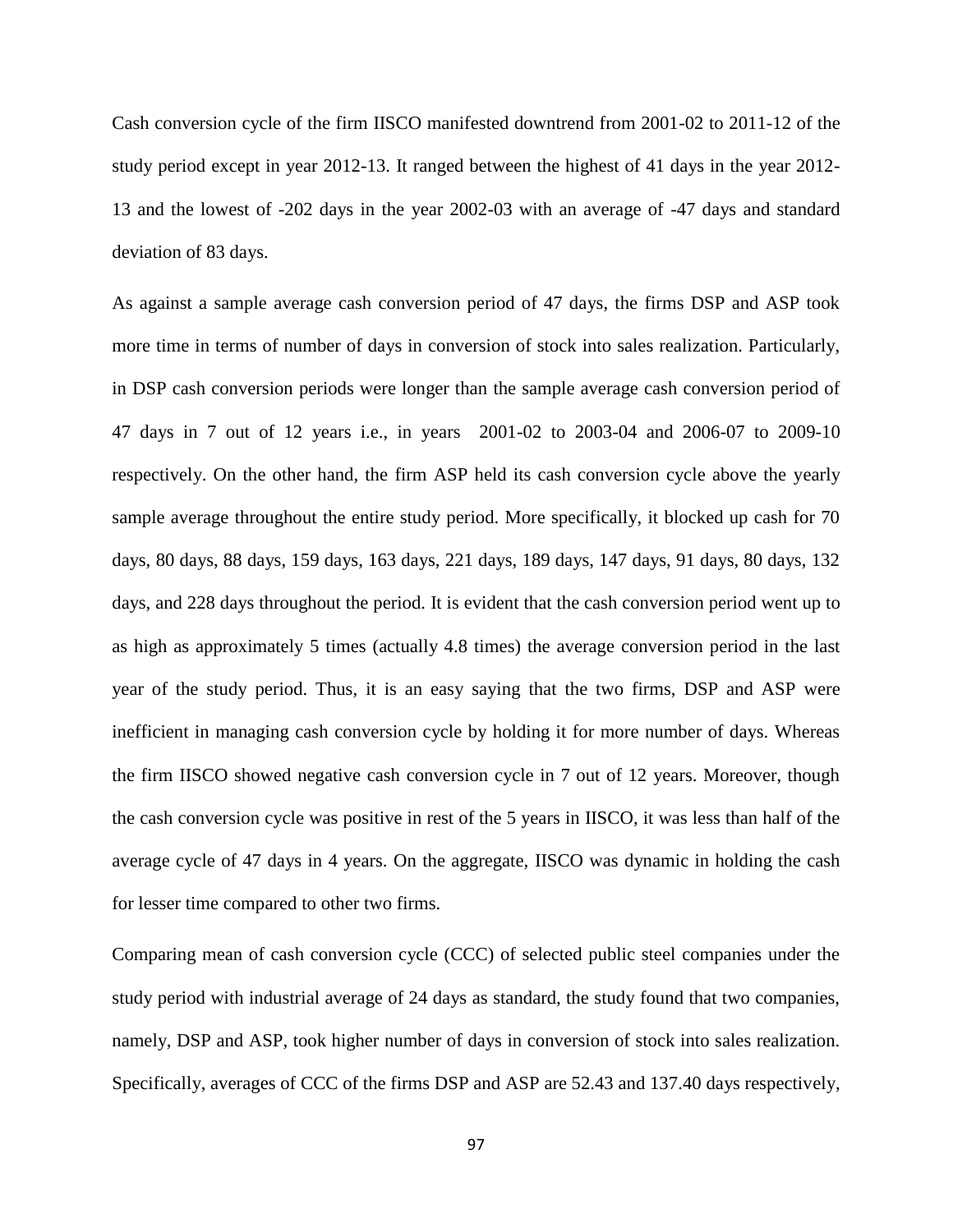Cash conversion cycle of the firm IISCO manifested downtrend from 2001-02 to 2011-12 of the study period except in year 2012-13. It ranged between the highest of 41 days in the year 2012-13 and the lowest of -202 days in the year 2002-03 with an average of -47 days and standard deviation of 83 days.

As against a sample average cash conversion period of 47 days, the firms DSP and ASP took more time in terms of number of days in conversion of stock into sales realization. Particularly, in DSP cash conversion periods were longer than the sample average cash conversion period of 47 days in 7 out of 12 years i.e., in years 2001-02 to 2003-04 and 2006-07 to 2009-10 respectively. On the other hand, the firm ASP held its cash conversion cycle above the yearly sample average throughout the entire study period. More specifically, it blocked up cash for 70 days, 80 days, 88 days, 159 days, 163 days, 221 days, 189 days, 147 days, 91 days, 80 days, 132 days, and 228 days throughout the period. It is evident that the cash conversion period went up to as high as approximately 5 times (actually 4.8 times) the average conversion period in the last year of the study period. Thus, it is an easy saying that the two firms, DSP and ASP were inefficient in managing cash conversion cycle by holding it for more number of days. Whereas the firm IISCO showed negative cash conversion cycle in 7 out of 12 years. Moreover, though the cash conversion cycle was positive in rest of the 5 years in IISCO, it was less than half of the average cycle of 47 days in 4 years. On the aggregate, IISCO was dynamic in holding the cash for lesser time compared to other two firms.

Comparing mean of cash conversion cycle (CCC) of selected public steel companies under the study period with industrial average of 24 days as standard, the study found that two companies, namely, DSP and ASP, took higher number of days in conversion of stock into sales realization. Specifically, averages of CCC of the firms DSP and ASP are 52.43 and 137.40 days respectively,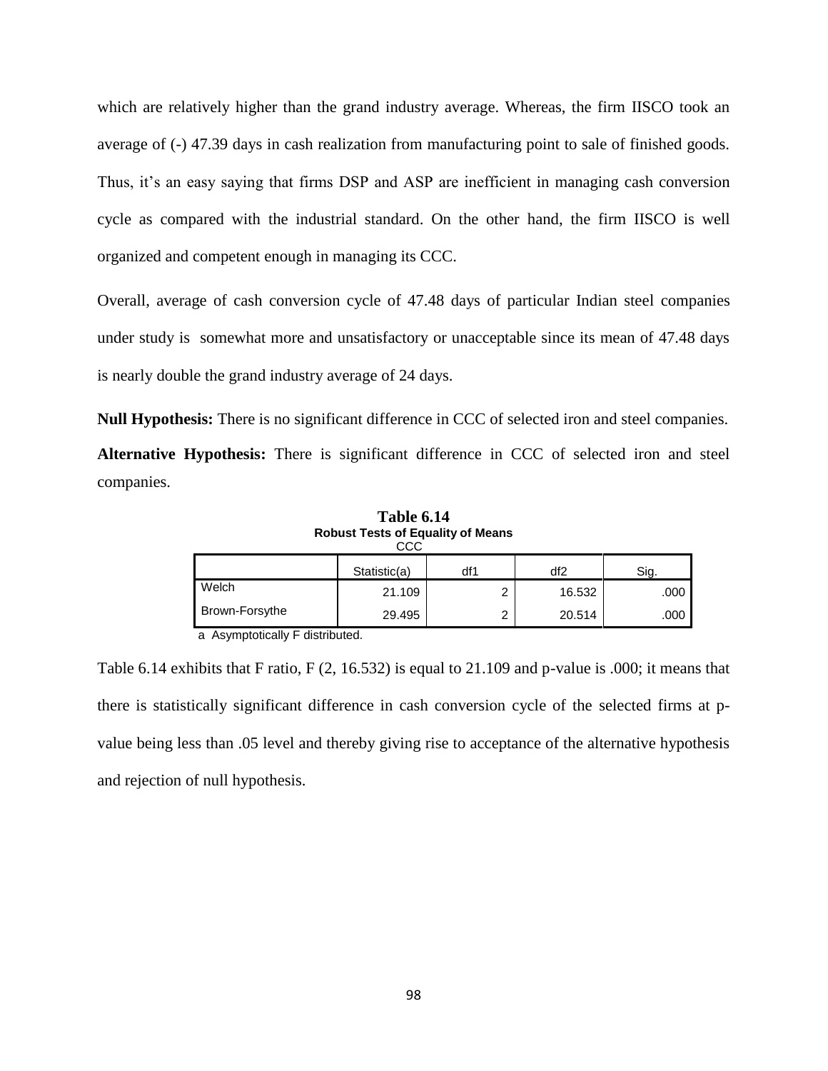which are relatively higher than the grand industry average. Whereas, the firm IISCO took an average of (-) 47.39 days in cash realization from manufacturing point to sale of finished goods. Thus, it's an easy saying that firms DSP and ASP are inefficient in managing cash conversion cycle as compared with the industrial standard. On the other hand, the firm IISCO is well organized and competent enough in managing its CCC.

Overall, average of cash conversion cycle of 47.48 days of particular Indian steel companies under study is somewhat more and unsatisfactory or unacceptable since its mean of 47.48 days is nearly double the grand industry average of 24 days.

**Null Hypothesis:** There is no significant difference in CCC of selected iron and steel companies.

**Alternative Hypothesis:** There is significant difference in CCC of selected iron and steel companies.

**Table 6.14**

**Robust Tests of Equality of Means**

CCC

| | Statistic(a) | df1 | df2 | Sig. |
|---|---|---|---|---|
| Welch | 21.109 | 2 | 16.532 | .000 |
| Brown-Forsythe | 29.495 | 2 | 20.514 | .000 |

a Asymptotically F distributed.

Table 6.14 exhibits that F ratio, $F(2, 16.532)$ is equal to 21.109 and p-value is .000; it means that there is statistically significant difference in cash conversion cycle of the selected firms at p-value being less than .05 level and thereby giving rise to acceptance of the alternative hypothesis and rejection of null hypothesis.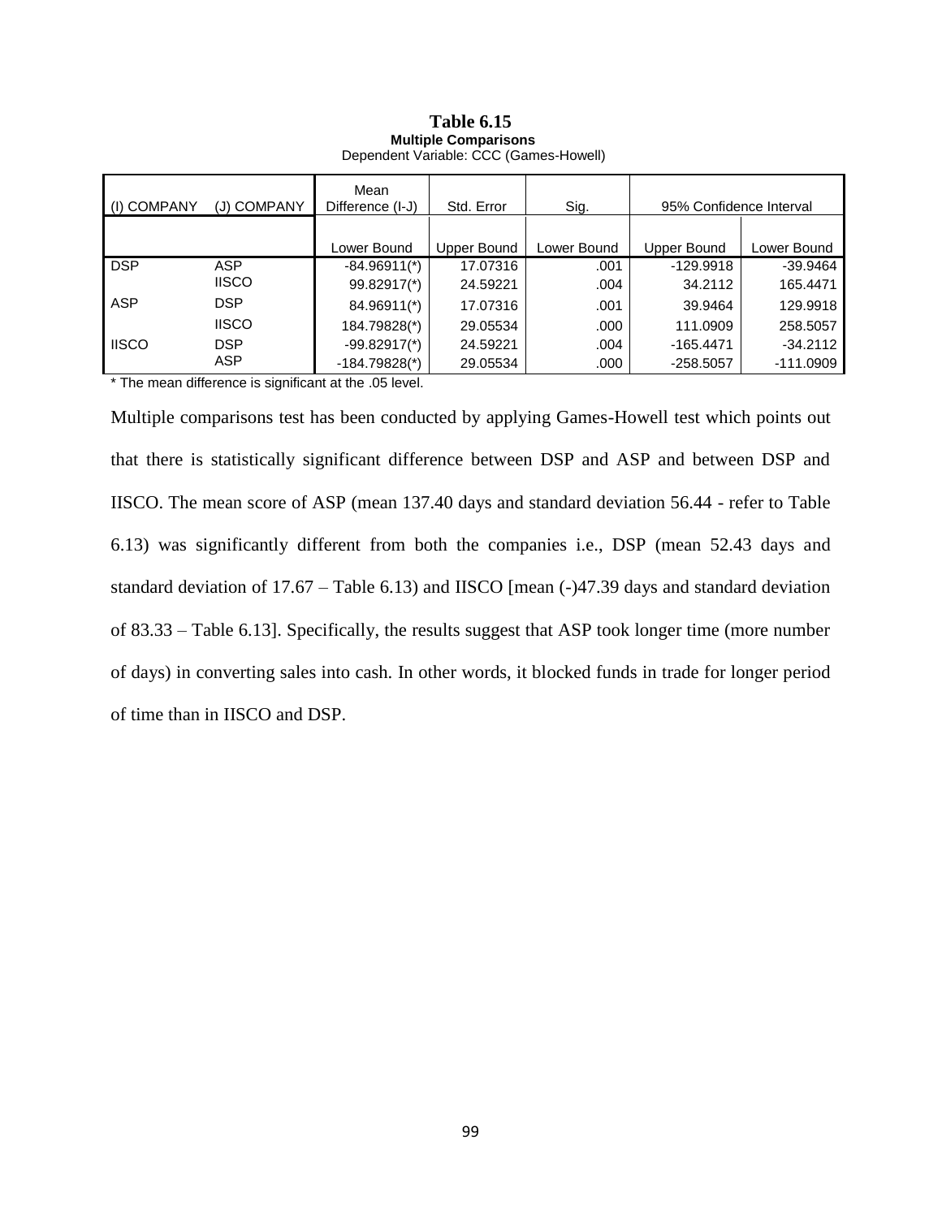**Table 6.15**

**Multiple Comparisons**

Dependent Variable: CCC (Games-Howell)

| (I) COMPANY | (J) COMPANY | Mean Difference (I-J) | Std. Error | Sig. | 95% Confidence Interval | |
|---|---|---|---|---|---|---|
| | | Lower Bound | Upper Bound | Lower Bound | Upper Bound | Lower Bound |
| DSP | ASP | -84.96911(*) | 17.07316 | .001 | -129.9918 | -39.9464 |
| | IISCO | 99.82917(*) | 24.59221 | .004 | 34.2112 | 165.4471 |
| ASP | DSP | 84.96911(*) | 17.07316 | .001 | 39.9464 | 129.9918 |
| | IISCO | 184.79828(*) | 29.05534 | .000 | 111.0909 | 258.5057 |
| IISCO | DSP | -99.82917(*) | 24.59221 | .004 | -165.4471 | -34.2112 |
| | ASP | -184.79828(*) | 29.05534 | .000 | -258.5057 | -111.0909 |

* The mean difference is significant at the .05 level.

Multiple comparisons test has been conducted by applying Games-Howell test which points out that there is statistically significant difference between DSP and ASP and between DSP and IISCO. The mean score of ASP (mean 137.40 days and standard deviation 56.44 - refer to Table 6.13) was significantly different from both the companies i.e., DSP (mean 52.43 days and standard deviation of 17.67 – Table 6.13) and IISCO [mean (-)47.39 days and standard deviation of 83.33 – Table 6.13]. Specifically, the results suggest that ASP took longer time (more number of days) in converting sales into cash. In other words, it blocked funds in trade for longer period of time than in IISCO and DSP.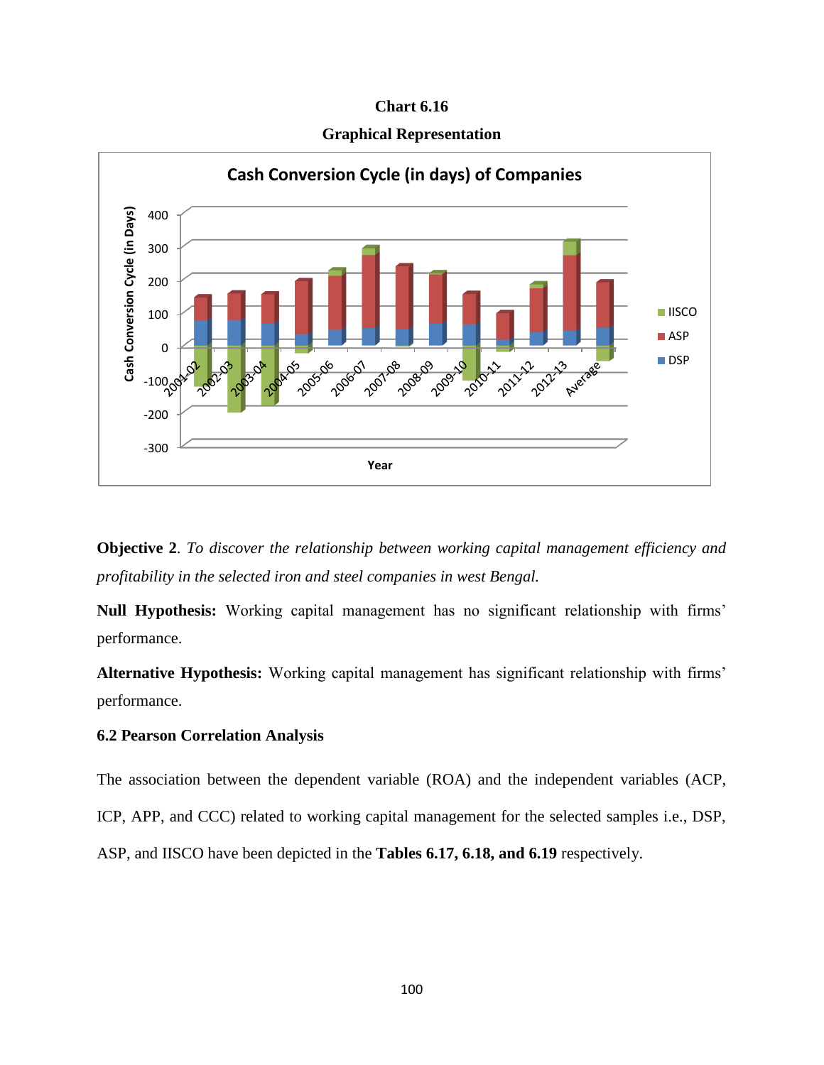**Chart 6.16**

**Graphical Representation**

Cash Conversion Cycle (in days) of Companies

**Objective 2**. *To discover the relationship between working capital management efficiency and profitability in the selected iron and steel companies in west Bengal.*

**Null Hypothesis:** Working capital management has no significant relationship with firms' performance.

**Alternative Hypothesis:** Working capital management has significant relationship with firms' performance.

### 6.2 Pearson Correlation Analysis

The association between the dependent variable (ROA) and the independent variables (ACP, ICP, APP, and CCC) related to working capital management for the selected samples i.e., DSP, ASP, and IISCO have been depicted in the **Tables 6.17, 6.18, and 6.19** respectively.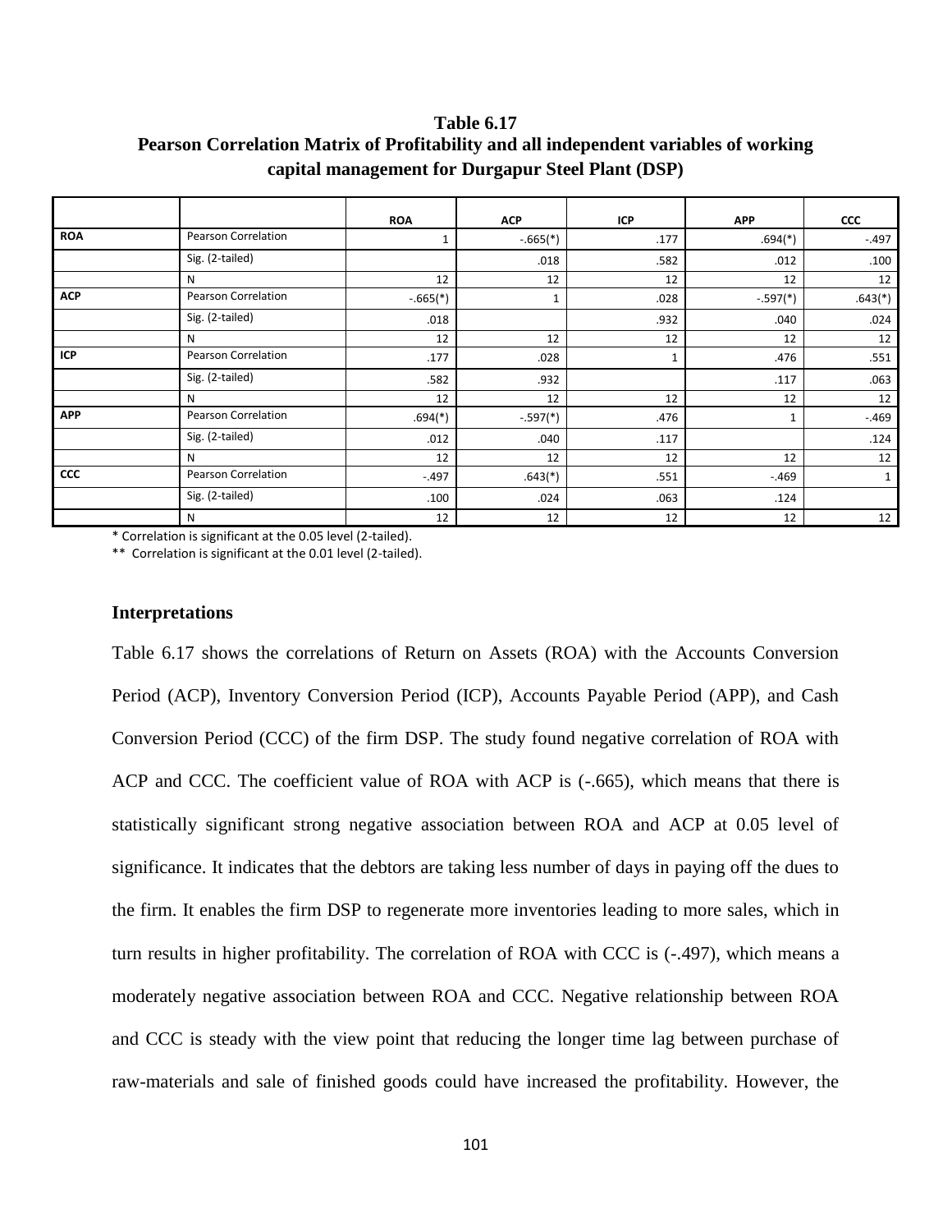**Table 6.17**
**Pearson Correlation Matrix of Profitability and all independent variables of working capital management for Durgapur Steel Plant (DSP)**

| | | ROA | ACP | ICP | APP | CCC |
|---|---|---|---|---|---|---|
| ROA | Pearson Correlation | 1 | -.665(*) | .177 | .694(*) | -.497 |
| | Sig. (2-tailed) | | .018 | .582 | .012 | .100 |
| | N | 12 | 12 | 12 | 12 | 12 |
| ACP | Pearson Correlation | -.665(*) | 1 | .028 | -.597(*) | .643(*) |
| | Sig. (2-tailed) | .018 | | .932 | .040 | .024 |
| | N | 12 | 12 | 12 | 12 | 12 |
| ICP | Pearson Correlation | .177 | .028 | 1 | .476 | .551 |
| | Sig. (2-tailed) | .582 | .932 | | .117 | .063 |
| | N | 12 | 12 | 12 | 12 | 12 |
| APP | Pearson Correlation | .694(*) | -.597(*) | .476 | 1 | -.469 |
| | Sig. (2-tailed) | .012 | .040 | .117 | | .124 |
| | N | 12 | 12 | 12 | 12 | 12 |
| CCC | Pearson Correlation | -.497 | .643(*) | .551 | -.469 | 1 |
| | Sig. (2-tailed) | .100 | .024 | .063 | .124 | |
| | N | 12 | 12 | 12 | 12 | 12 |

\* Correlation is significant at the 0.05 level (2-tailed).

\*\* Correlation is significant at the 0.01 level (2-tailed).

### Interpretations

Table 6.17 shows the correlations of Return on Assets (ROA) with the Accounts Conversion Period (ACP), Inventory Conversion Period (ICP), Accounts Payable Period (APP), and Cash Conversion Period (CCC) of the firm DSP. The study found negative correlation of ROA with ACP and CCC. The coefficient value of ROA with ACP is (-.665), which means that there is statistically significant strong negative association between ROA and ACP at 0.05 level of significance. It indicates that the debtors are taking less number of days in paying off the dues to the firm. It enables the firm DSP to regenerate more inventories leading to more sales, which in turn results in higher profitability. The correlation of ROA with CCC is (-.497), which means a moderately negative association between ROA and CCC. Negative relationship between ROA and CCC is steady with the view point that reducing the longer time lag between purchase of raw-materials and sale of finished goods could have increased the profitability. However, the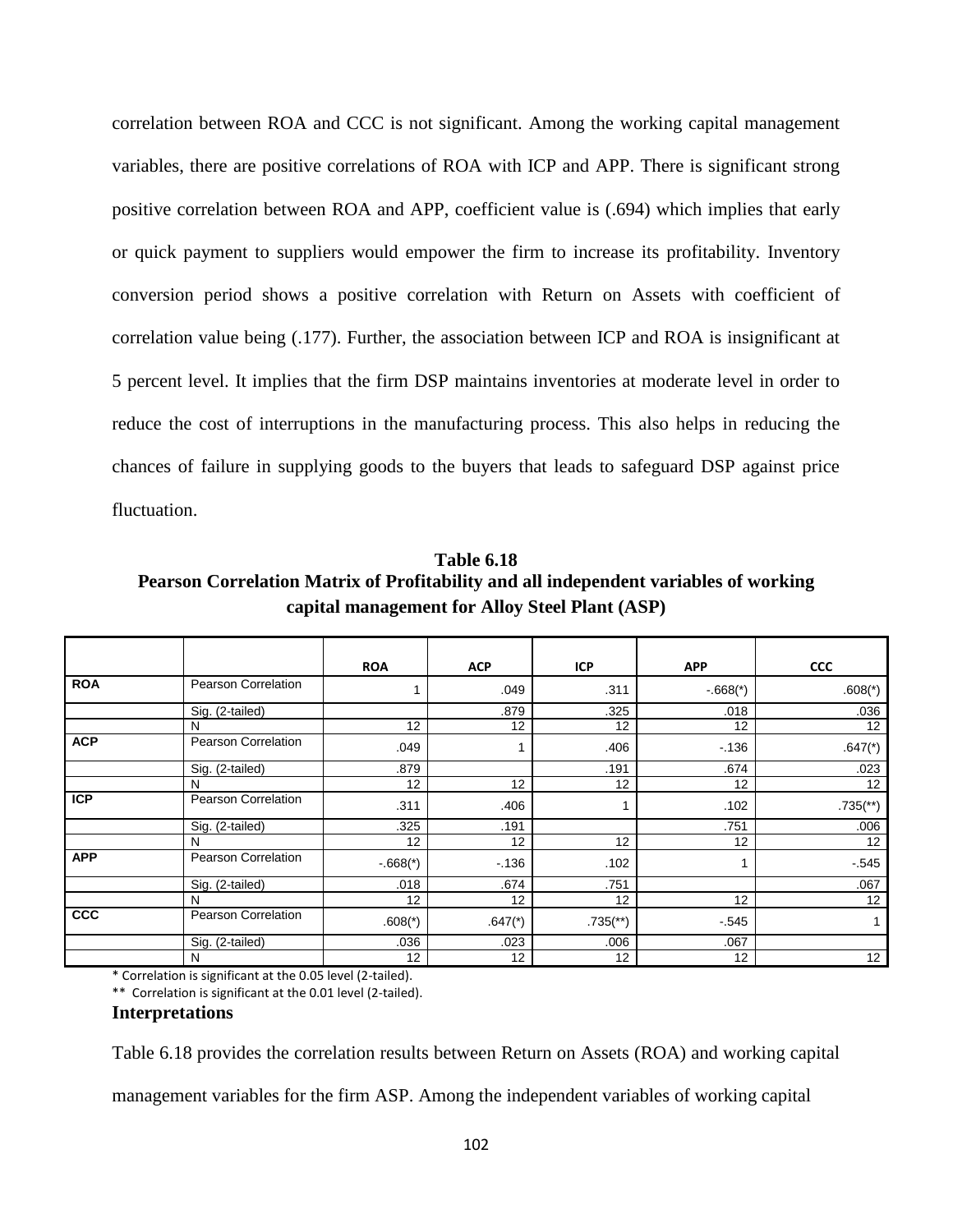correlation between ROA and CCC is not significant. Among the working capital management variables, there are positive correlations of ROA with ICP and APP. There is significant strong positive correlation between ROA and APP, coefficient value is (.694) which implies that early or quick payment to suppliers would empower the firm to increase its profitability. Inventory conversion period shows a positive correlation with Return on Assets with coefficient of correlation value being (.177). Further, the association between ICP and ROA is insignificant at 5 percent level. It implies that the firm DSP maintains inventories at moderate level in order to reduce the cost of interruptions in the manufacturing process. This also helps in reducing the chances of failure in supplying goods to the buyers that leads to safeguard DSP against price fluctuation.

**Table 6.18**
**Pearson Correlation Matrix of Profitability and all independent variables of working capital management for Alloy Steel Plant (ASP)**

| | | ROA | ACP | ICP | APP | CCC |
|---|---|---|---|---|---|---|
| **ROA** | Pearson Correlation | 1 | .049 | .311 | -.668(*) | .608(*) |
| | Sig. (2-tailed) | | .879 | .325 | .018 | .036 |
| | N | 12 | 12 | 12 | 12 | 12 |
| **ACP** | Pearson Correlation | .049 | 1 | .406 | -.136 | .647(*) |
| | Sig. (2-tailed) | .879 | | .191 | .674 | .023 |
| | N | 12 | 12 | 12 | 12 | 12 |
| **ICP** | Pearson Correlation | .311 | .406 | 1 | .102 | .735(**) |
| | Sig. (2-tailed) | .325 | .191 | | .751 | .006 |
| | N | 12 | 12 | 12 | 12 | 12 |
| **APP** | Pearson Correlation | -.668(*) | -.136 | .102 | 1 | -.545 |
| | Sig. (2-tailed) | .018 | .674 | .751 | | .067 |
| | N | 12 | 12 | 12 | 12 | 12 |
| **CCC** | Pearson Correlation | .608(*) | .647(*) | .735(**) | -.545 | 1 |
| | Sig. (2-tailed) | .036 | .023 | .006 | .067 | |
| | N | 12 | 12 | 12 | 12 | 12 |

* Correlation is significant at the 0.05 level (2-tailed).

** Correlation is significant at the 0.01 level (2-tailed).

**Interpretations**

Table 6.18 provides the correlation results between Return on Assets (ROA) and working capital management variables for the firm ASP. Among the independent variables of working capital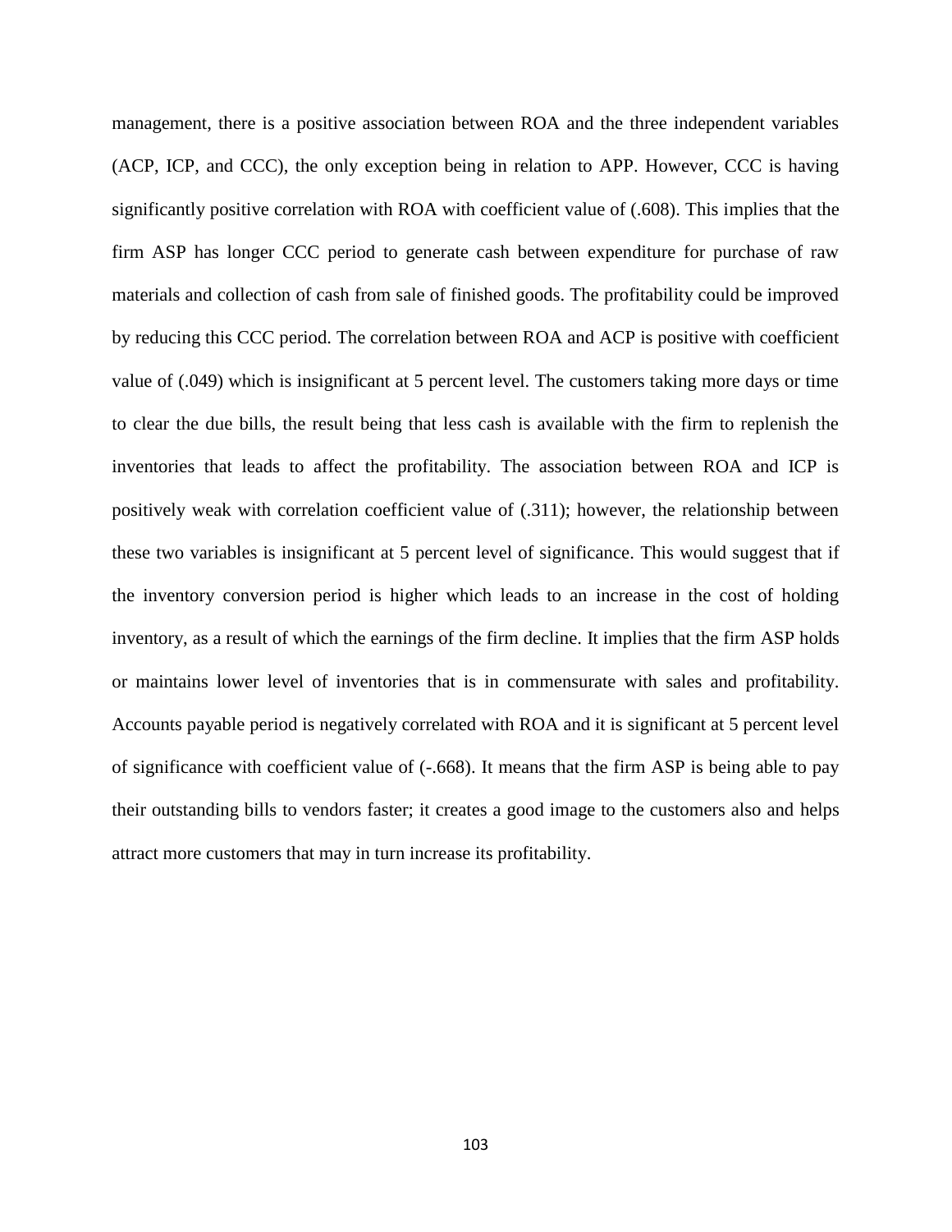management, there is a positive association between ROA and the three independent variables (ACP, ICP, and CCC), the only exception being in relation to APP. However, CCC is having significantly positive correlation with ROA with coefficient value of (.608). This implies that the firm ASP has longer CCC period to generate cash between expenditure for purchase of raw materials and collection of cash from sale of finished goods. The profitability could be improved by reducing this CCC period. The correlation between ROA and ACP is positive with coefficient value of (.049) which is insignificant at 5 percent level. The customers taking more days or time to clear the due bills, the result being that less cash is available with the firm to replenish the inventories that leads to affect the profitability. The association between ROA and ICP is positively weak with correlation coefficient value of (.311); however, the relationship between these two variables is insignificant at 5 percent level of significance. This would suggest that if the inventory conversion period is higher which leads to an increase in the cost of holding inventory, as a result of which the earnings of the firm decline. It implies that the firm ASP holds or maintains lower level of inventories that is in commensurate with sales and profitability. Accounts payable period is negatively correlated with ROA and it is significant at 5 percent level of significance with coefficient value of (-.668). It means that the firm ASP is being able to pay their outstanding bills to vendors faster; it creates a good image to the customers also and helps attract more customers that may in turn increase its profitability.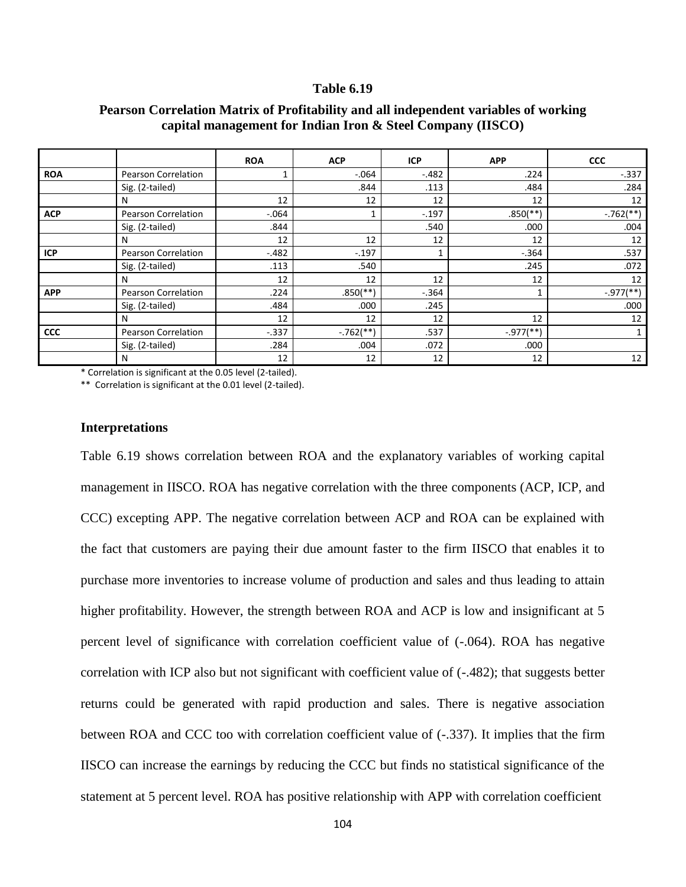**Table 6.19**

**Pearson Correlation Matrix of Profitability and all independent variables of working capital management for Indian Iron & Steel Company (IISCO)**

| | | ROA | ACP | ICP | APP | CCC |
|---|---|---|---|---|---|---|
| **ROA** | Pearson Correlation | 1 | -.064 | -.482 | .224 | -.337 |
| | Sig. (2-tailed) | | .844 | .113 | .484 | .284 |
| | N | 12 | 12 | 12 | 12 | 12 |
| **ACP** | Pearson Correlation | -.064 | 1 | -.197 | .850(**) | -.762(**) |
| | Sig. (2-tailed) | .844 | | .540 | .000 | .004 |
| | N | 12 | 12 | 12 | 12 | 12 |
| **ICP** | Pearson Correlation | -.482 | -.197 | 1 | -.364 | .537 |
| | Sig. (2-tailed) | .113 | .540 | | .245 | .072 |
| | N | 12 | 12 | 12 | 12 | 12 |
| **APP** | Pearson Correlation | .224 | .850(**) | -.364 | 1 | -.977(**) |
| | Sig. (2-tailed) | .484 | .000 | .245 | | .000 |
| | N | 12 | 12 | 12 | 12 | 12 |
| **CCC** | Pearson Correlation | -.337 | -.762(**) | .537 | -.977(**) | 1 |
| | Sig. (2-tailed) | .284 | .004 | .072 | .000 | |
| | N | 12 | 12 | 12 | 12 | 12 |

* Correlation is significant at the 0.05 level (2-tailed).

** Correlation is significant at the 0.01 level (2-tailed).

### Interpretations

Table 6.19 shows correlation between ROA and the explanatory variables of working capital management in IISCO. ROA has negative correlation with the three components (ACP, ICP, and CCC) excepting APP. The negative correlation between ACP and ROA can be explained with the fact that customers are paying their due amount faster to the firm IISCO that enables it to purchase more inventories to increase volume of production and sales and thus leading to attain higher profitability. However, the strength between ROA and ACP is low and insignificant at 5 percent level of significance with correlation coefficient value of (-.064). ROA has negative correlation with ICP also but not significant with coefficient value of (-.482); that suggests better returns could be generated with rapid production and sales. There is negative association between ROA and CCC too with correlation coefficient value of (-.337). It implies that the firm IISCO can increase the earnings by reducing the CCC but finds no statistical significance of the statement at 5 percent level. ROA has positive relationship with APP with correlation coefficient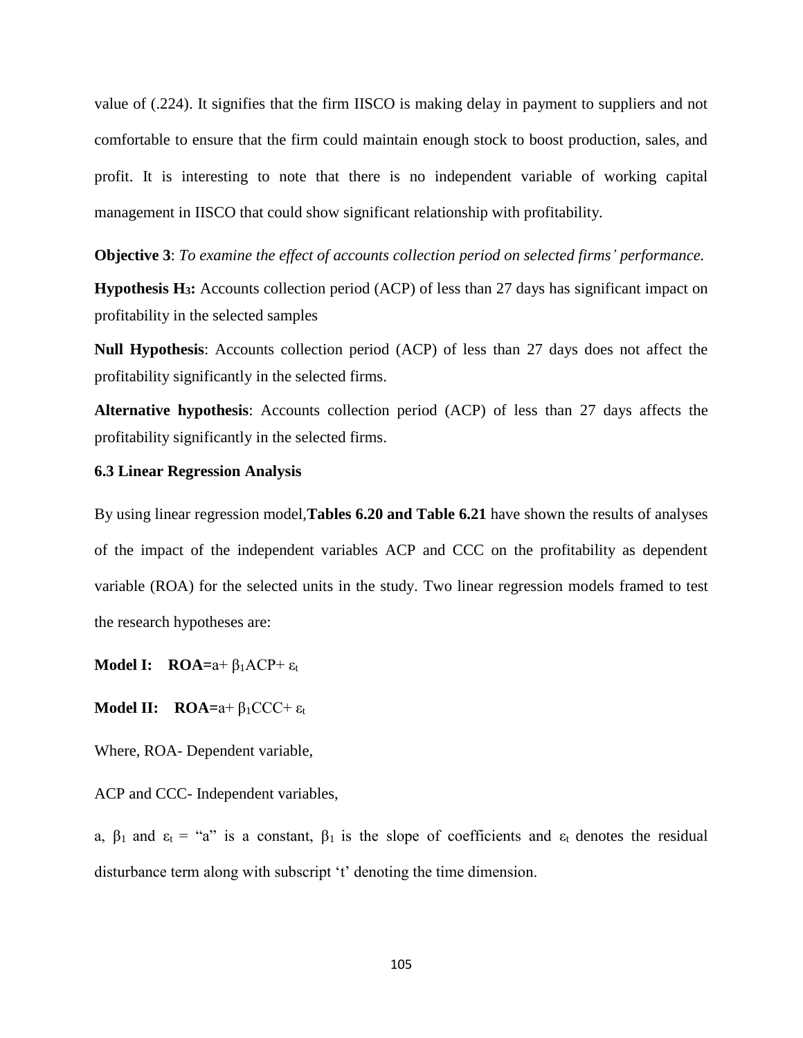value of (.224). It signifies that the firm IISCO is making delay in payment to suppliers and not comfortable to ensure that the firm could maintain enough stock to boost production, sales, and profit. It is interesting to note that there is no independent variable of working capital management in IISCO that could show significant relationship with profitability.

**Objective 3**: *To examine the effect of accounts collection period on selected firms' performance.*

**Hypothesis $H_3$:** Accounts collection period (ACP) of less than 27 days has significant impact on profitability in the selected samples

**Null Hypothesis**: Accounts collection period (ACP) of less than 27 days does not affect the profitability significantly in the selected firms.

**Alternative hypothesis**: Accounts collection period (ACP) of less than 27 days affects the profitability significantly in the selected firms.

### 6.3 Linear Regression Analysis

By using linear regression model, **Tables 6.20 and Table 6.21** have shown the results of analyses of the impact of the independent variables ACP and CCC on the profitability as dependent variable (ROA) for the selected units in the study. Two linear regression models framed to test the research hypotheses are:

**Model I:** $\textbf{ROA} = a + \beta_1 ACP + \varepsilon_t$

**Model II:** $\textbf{ROA} = a + \beta_1 CCC + \varepsilon_t$

Where, ROA- Dependent variable,

ACP and CCC- Independent variables,

a, $\beta_1$ and $\varepsilon_t$ = "a" is a constant, $\beta_1$ is the slope of coefficients and $\varepsilon_t$ denotes the residual disturbance term along with subscript 't' denoting the time dimension.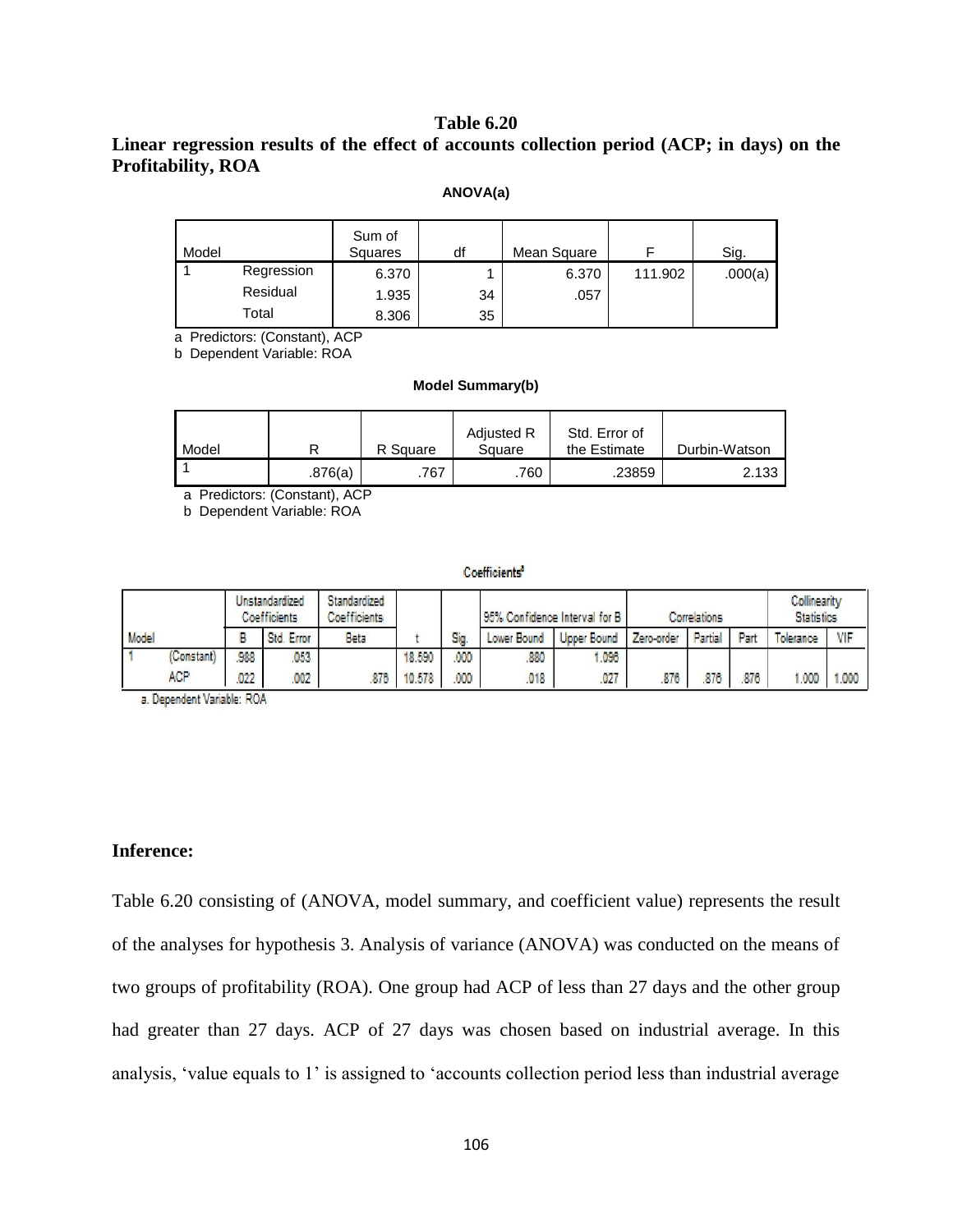**Table 6.20**

**Linear regression results of the effect of accounts collection period (ACP; in days) on the Profitability, ROA**

**ANOVA(a)**

| Model | | Sum of Squares | df | Mean Square | F | Sig. |
|---|---|---|---|---|---|---|
| 1 | Regression | 6.370 | 1 | 6.370 | 111.902 | .000(a) |
| | Residual | 1.935 | 34 | .057 | | |
| | Total | 8.306 | 35 | | | |

a Predictors: (Constant), ACP
b Dependent Variable: ROA

**Model Summary(b)**

| Model | R | R Square | Adjusted R Square | Std. Error of the Estimate | Durbin-Watson |
|---|---|---|---|---|---|
| 1 | .876(a) | .767 | .760 | .23859 | 2.133 |

a Predictors: (Constant), ACP
b Dependent Variable: ROA

**Coefficients[a]**

| Model | | Unstandardized Coefficients | | Standardized Coefficients | t | Sig. | 95% Confidence Interval for B | | Correlations | | | Collinearity Statistics | |
|---|---|---|---|---|---|---|---|---|---|---|---|---|---|
| | | B | Std. Error | Beta | | | Lower Bound | Upper Bound | Zero-order | Partial | Part | Tolerance | VIF |
| 1 | (Constant) | .988 | .053 | | 18.590 | .000 | .880 | 1.096 | | | | | |
| | ACP | .022 | .002 | .876 | 10.578 | .000 | .018 | .027 | .876 | .876 | .876 | 1.000 | 1.000 |

a. Dependent Variable: ROA

**Inference:**

Table 6.20 consisting of (ANOVA, model summary, and coefficient value) represents the result of the analyses for hypothesis 3. Analysis of variance (ANOVA) was conducted on the means of two groups of profitability (ROA). One group had ACP of less than 27 days and the other group had greater than 27 days. ACP of 27 days was chosen based on industrial average. In this analysis, 'value equals to 1' is assigned to 'accounts collection period less than industrial average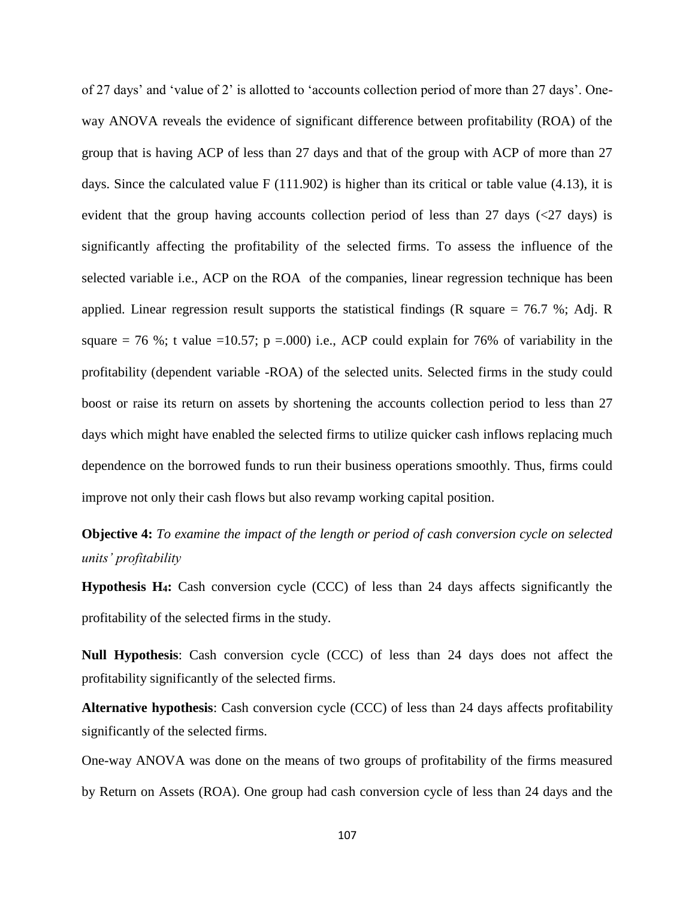of 27 days' and 'value of 2' is allotted to 'accounts collection period of more than 27 days'. One-way ANOVA reveals the evidence of significant difference between profitability (ROA) of the group that is having ACP of less than 27 days and that of the group with ACP of more than 27 days. Since the calculated value F (111.902) is higher than its critical or table value (4.13), it is evident that the group having accounts collection period of less than 27 days (<27 days) is significantly affecting the profitability of the selected firms. To assess the influence of the selected variable i.e., ACP on the ROA of the companies, linear regression technique has been applied. Linear regression result supports the statistical findings (R square = 76.7 %; Adj. R square = 76 %; t value =10.57; p =.000) i.e., ACP could explain for 76% of variability in the profitability (dependent variable -ROA) of the selected units. Selected firms in the study could boost or raise its return on assets by shortening the accounts collection period to less than 27 days which might have enabled the selected firms to utilize quicker cash inflows replacing much dependence on the borrowed funds to run their business operations smoothly. Thus, firms could improve not only their cash flows but also revamp working capital position.

**Objective 4:** *To examine the impact of the length or period of cash conversion cycle on selected units' profitability*

**Hypothesis $H_4$:** Cash conversion cycle (CCC) of less than 24 days affects significantly the profitability of the selected firms in the study.

**Null Hypothesis**: Cash conversion cycle (CCC) of less than 24 days does not affect the profitability significantly of the selected firms.

**Alternative hypothesis**: Cash conversion cycle (CCC) of less than 24 days affects profitability significantly of the selected firms.

One-way ANOVA was done on the means of two groups of profitability of the firms measured by Return on Assets (ROA). One group had cash conversion cycle of less than 24 days and the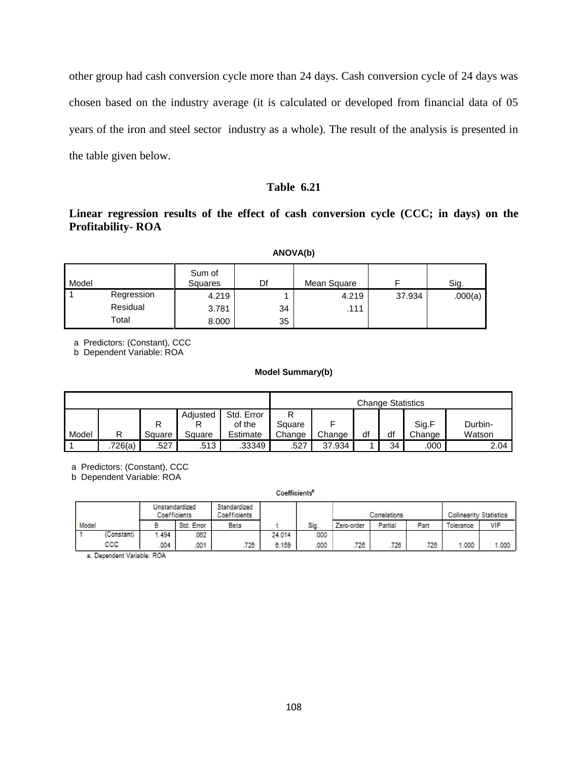other group had cash conversion cycle more than 24 days. Cash conversion cycle of 24 days was chosen based on the industry average (it is calculated or developed from financial data of 05 years of the iron and steel sector industry as a whole). The result of the analysis is presented in the table given below.

**Table 6.21**

**Linear regression results of the effect of cash conversion cycle (CCC; in days) on the Profitability- ROA**

**ANOVA(b)**

| Model | | Sum of Squares | Df | Mean Square | F | Sig. |
|---|---|---|---|---|---|---|
| 1 | Regression | 4.219 | 1 | 4.219 | 37.934 | .000(a) |
| | Residual | 3.781 | 34 | .111 | | |
| | Total | 8.000 | 35 | | | |

a Predictors: (Constant), CCC
b Dependent Variable: ROA

**Model Summary(b)**

| | | | | | Change Statistics | | | | | |
|---|---|---|---|---|---|---|---|---|---|---|
| Model | R | R Square | Adjusted R Square | Std. Error of the Estimate | R Square Change | F Change | df | df | Sig.F Change | Durbin-Watson |
| 1 | .726(a) | .527 | .513 | .33349 | .527 | 37.934 | 1 | 34 | .000 | 2.04 |

a Predictors: (Constant), CCC
b Dependent Variable: ROA

**Coefficients[a]**

| Model | | Unstandardized Coefficients | | Standardized Coefficients | | | Correlations | | | Collinearity Statistics | |
|---|---|---|---|---|---|---|---|---|---|---|---|
| | | B | Std. Error | Beta | t | Sig. | Zero-order | Partial | Part | Tolerance | VIF |
| 1 | (Constant) | 1.494 | .062 | | 24.014 | .000 | | | | | |
| | CCC | .004 | .001 | .726 | 6.159 | .000 | .726 | .726 | .726 | 1.000 | 1.000 |

a. Dependent Variable: ROA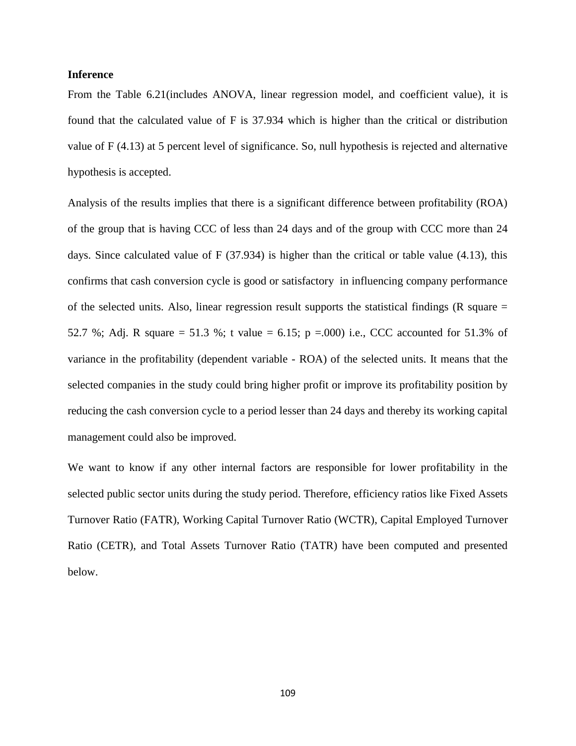**Inference**

From the Table 6.21(includes ANOVA, linear regression model, and coefficient value), it is found that the calculated value of F is 37.934 which is higher than the critical or distribution value of F (4.13) at 5 percent level of significance. So, null hypothesis is rejected and alternative hypothesis is accepted.

Analysis of the results implies that there is a significant difference between profitability (ROA) of the group that is having CCC of less than 24 days and of the group with CCC more than 24 days. Since calculated value of F (37.934) is higher than the critical or table value (4.13), this confirms that cash conversion cycle is good or satisfactory in influencing company performance of the selected units. Also, linear regression result supports the statistical findings (R square = 52.7 %; Adj. R square = 51.3 %; t value = 6.15; p =.000) i.e., CCC accounted for 51.3% of variance in the profitability (dependent variable - ROA) of the selected units. It means that the selected companies in the study could bring higher profit or improve its profitability position by reducing the cash conversion cycle to a period lesser than 24 days and thereby its working capital management could also be improved.

We want to know if any other internal factors are responsible for lower profitability in the selected public sector units during the study period. Therefore, efficiency ratios like Fixed Assets Turnover Ratio (FATR), Working Capital Turnover Ratio (WCTR), Capital Employed Turnover Ratio (CETR), and Total Assets Turnover Ratio (TATR) have been computed and presented below.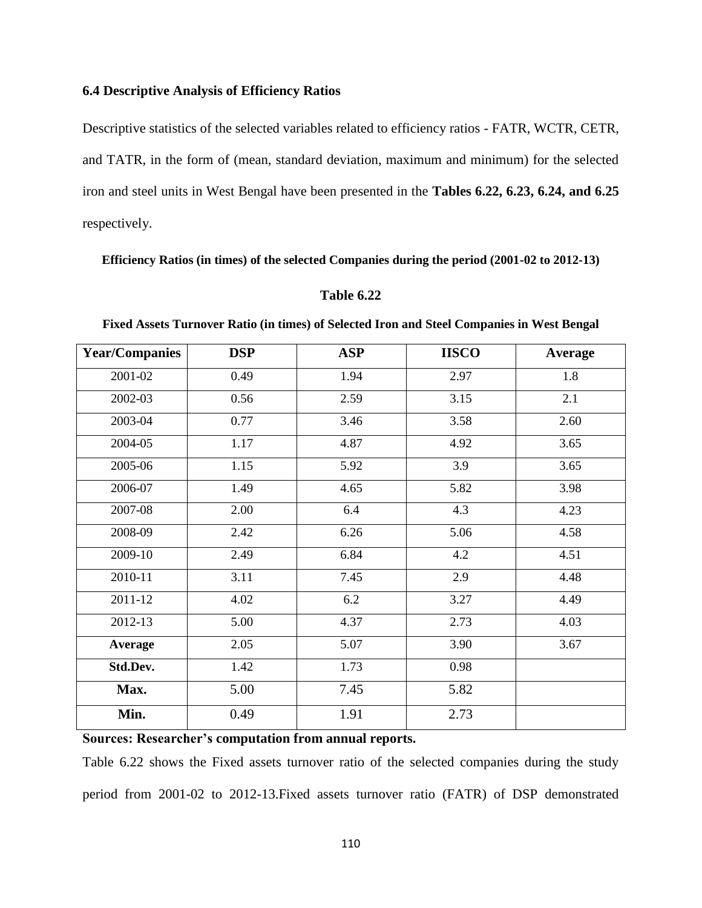### 6.4 Descriptive Analysis of Efficiency Ratios

Descriptive statistics of the selected variables related to efficiency ratios - FATR, WCTR, CETR, and TATR, in the form of (mean, standard deviation, maximum and minimum) for the selected iron and steel units in West Bengal have been presented in the **Tables 6.22, 6.23, 6.24, and 6.25** respectively.

**Efficiency Ratios (in times) of the selected Companies during the period (2001-02 to 2012-13)**

**Table 6.22**

**Fixed Assets Turnover Ratio (in times) of Selected Iron and Steel Companies in West Bengal**

| Year/Companies | DSP | ASP | IISCO | Average |
|---|---|---|---|---|
| 2001-02 | 0.49 | 1.94 | 2.97 | 1.8 |
| 2002-03 | 0.56 | 2.59 | 3.15 | 2.1 |
| 2003-04 | 0.77 | 3.46 | 3.58 | 2.60 |
| 2004-05 | 1.17 | 4.87 | 4.92 | 3.65 |
| 2005-06 | 1.15 | 5.92 | 3.9 | 3.65 |
| 2006-07 | 1.49 | 4.65 | 5.82 | 3.98 |
| 2007-08 | 2.00 | 6.4 | 4.3 | 4.23 |
| 2008-09 | 2.42 | 6.26 | 5.06 | 4.58 |
| 2009-10 | 2.49 | 6.84 | 4.2 | 4.51 |
| 2010-11 | 3.11 | 7.45 | 2.9 | 4.48 |
| 2011-12 | 4.02 | 6.2 | 3.27 | 4.49 |
| 2012-13 | 5.00 | 4.37 | 2.73 | 4.03 |
| **Average** | 2.05 | 5.07 | 3.90 | 3.67 |
| **Std.Dev.** | 1.42 | 1.73 | 0.98 | |
| **Max.** | 5.00 | 7.45 | 5.82 | |
| **Min.** | 0.49 | 1.91 | 2.73 | |

**Sources: Researcher's computation from annual reports.**

Table 6.22 shows the Fixed assets turnover ratio of the selected companies during the study period from 2001-02 to 2012-13.Fixed assets turnover ratio (FATR) of DSP demonstrated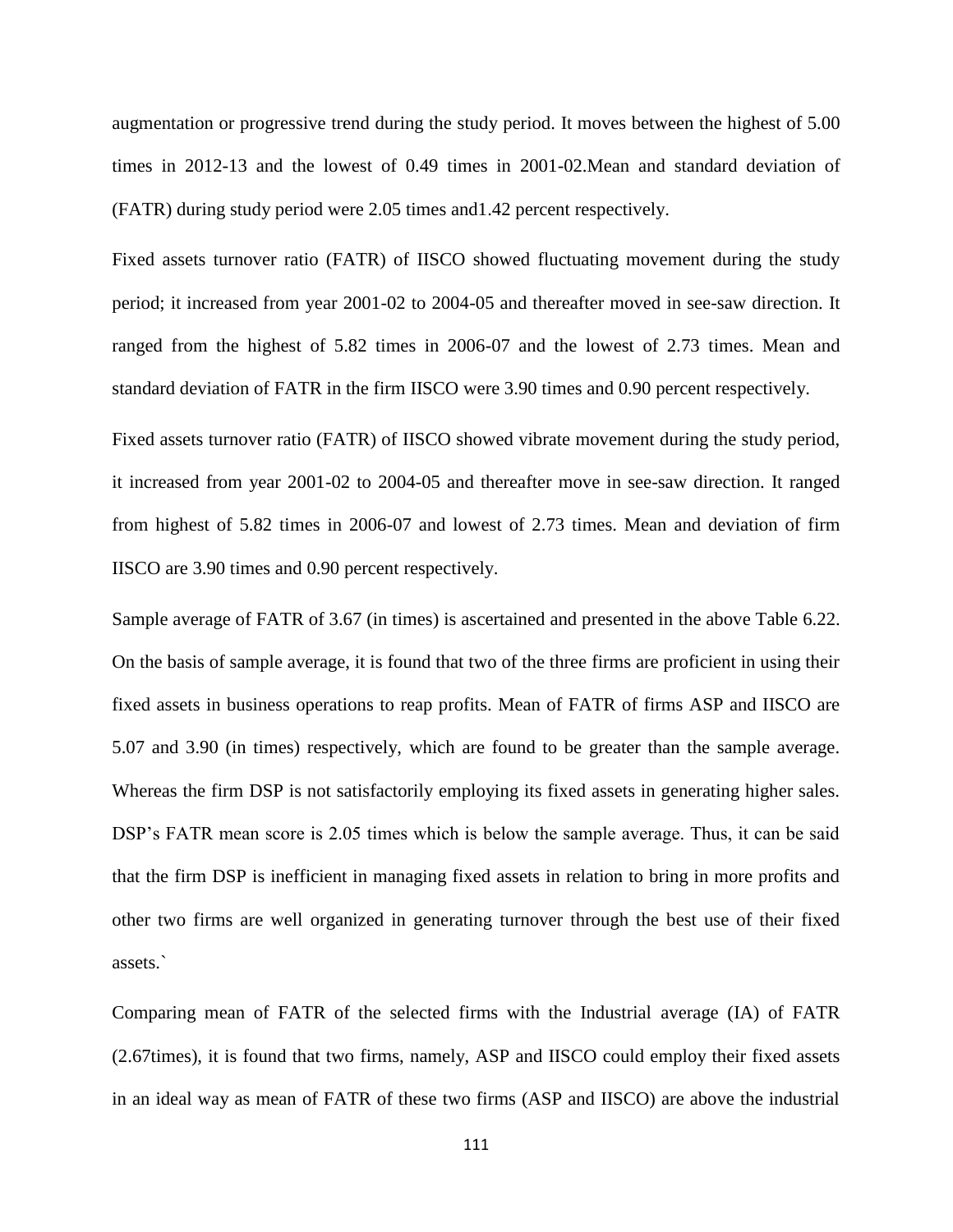augmentation or progressive trend during the study period. It moves between the highest of 5.00 times in 2012-13 and the lowest of 0.49 times in 2001-02.Mean and standard deviation of (FATR) during study period were 2.05 times and1.42 percent respectively.

Fixed assets turnover ratio (FATR) of IISCO showed fluctuating movement during the study period; it increased from year 2001-02 to 2004-05 and thereafter moved in see-saw direction. It ranged from the highest of 5.82 times in 2006-07 and the lowest of 2.73 times. Mean and standard deviation of FATR in the firm IISCO were 3.90 times and 0.90 percent respectively.

Fixed assets turnover ratio (FATR) of IISCO showed vibrate movement during the study period, it increased from year 2001-02 to 2004-05 and thereafter move in see-saw direction. It ranged from highest of 5.82 times in 2006-07 and lowest of 2.73 times. Mean and deviation of firm IISCO are 3.90 times and 0.90 percent respectively.

Sample average of FATR of 3.67 (in times) is ascertained and presented in the above Table 6.22. On the basis of sample average, it is found that two of the three firms are proficient in using their fixed assets in business operations to reap profits. Mean of FATR of firms ASP and IISCO are 5.07 and 3.90 (in times) respectively, which are found to be greater than the sample average. Whereas the firm DSP is not satisfactorily employing its fixed assets in generating higher sales. DSP's FATR mean score is 2.05 times which is below the sample average. Thus, it can be said that the firm DSP is inefficient in managing fixed assets in relation to bring in more profits and other two firms are well organized in generating turnover through the best use of their fixed assets.`

Comparing mean of FATR of the selected firms with the Industrial average (IA) of FATR (2.67times), it is found that two firms, namely, ASP and IISCO could employ their fixed assets in an ideal way as mean of FATR of these two firms (ASP and IISCO) are above the industrial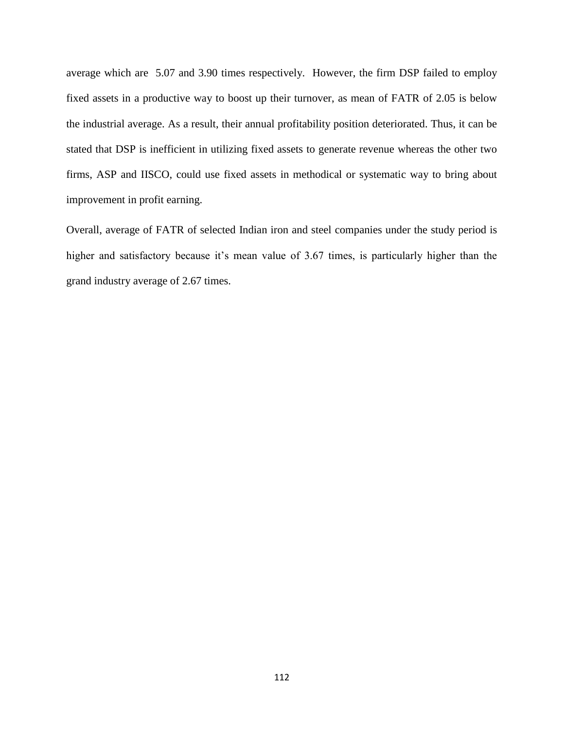average which are 5.07 and 3.90 times respectively. However, the firm DSP failed to employ fixed assets in a productive way to boost up their turnover, as mean of FATR of 2.05 is below the industrial average. As a result, their annual profitability position deteriorated. Thus, it can be stated that DSP is inefficient in utilizing fixed assets to generate revenue whereas the other two firms, ASP and IISCO, could use fixed assets in methodical or systematic way to bring about improvement in profit earning.

Overall, average of FATR of selected Indian iron and steel companies under the study period is higher and satisfactory because it's mean value of 3.67 times, is particularly higher than the grand industry average of 2.67 times.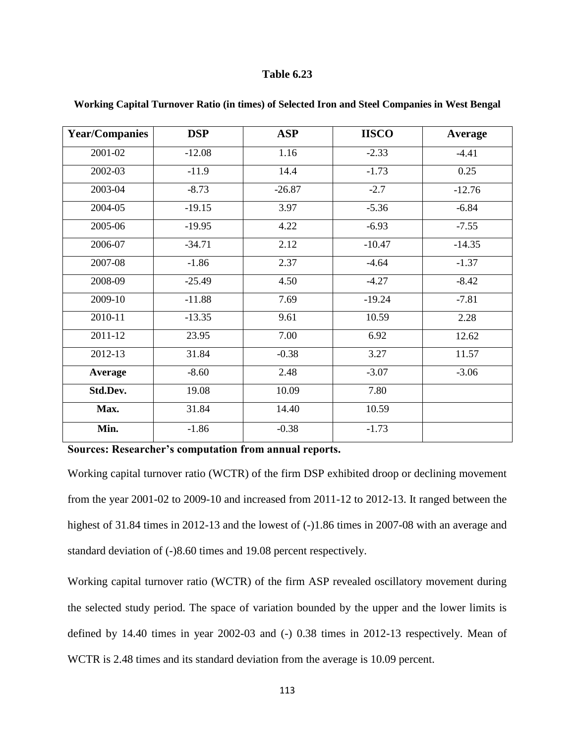**Table 6.23**

**Working Capital Turnover Ratio (in times) of Selected Iron and Steel Companies in West Bengal**

| Year/Companies | DSP | ASP | IISCO | Average |
|---|---|---|---|---|
| 2001-02 | -12.08 | 1.16 | -2.33 | -4.41 |
| 2002-03 | -11.9 | 14.4 | -1.73 | 0.25 |
| 2003-04 | -8.73 | -26.87 | -2.7 | -12.76 |
| 2004-05 | -19.15 | 3.97 | -5.36 | -6.84 |
| 2005-06 | -19.95 | 4.22 | -6.93 | -7.55 |
| 2006-07 | -34.71 | 2.12 | -10.47 | -14.35 |
| 2007-08 | -1.86 | 2.37 | -4.64 | -1.37 |
| 2008-09 | -25.49 | 4.50 | -4.27 | -8.42 |
| 2009-10 | -11.88 | 7.69 | -19.24 | -7.81 |
| 2010-11 | -13.35 | 9.61 | 10.59 | 2.28 |
| 2011-12 | 23.95 | 7.00 | 6.92 | 12.62 |
| 2012-13 | 31.84 | -0.38 | 3.27 | 11.57 |
| **Average** | -8.60 | 2.48 | -3.07 | -3.06 |
| **Std.Dev.** | 19.08 | 10.09 | 7.80 | |
| **Max.** | 31.84 | 14.40 | 10.59 | |
| **Min.** | -1.86 | -0.38 | -1.73 | |

**Sources: Researcher's computation from annual reports.**

Working capital turnover ratio (WCTR) of the firm DSP exhibited droop or declining movement from the year 2001-02 to 2009-10 and increased from 2011-12 to 2012-13. It ranged between the highest of 31.84 times in 2012-13 and the lowest of (-)1.86 times in 2007-08 with an average and standard deviation of (-)8.60 times and 19.08 percent respectively.

Working capital turnover ratio (WCTR) of the firm ASP revealed oscillatory movement during the selected study period. The space of variation bounded by the upper and the lower limits is defined by 14.40 times in year 2002-03 and (-) 0.38 times in 2012-13 respectively. Mean of WCTR is 2.48 times and its standard deviation from the average is 10.09 percent.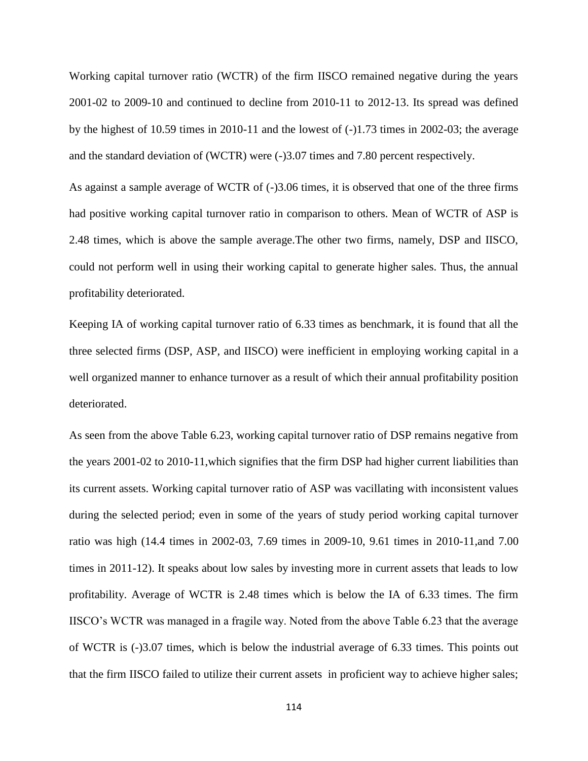Working capital turnover ratio (WCTR) of the firm IISCO remained negative during the years 2001-02 to 2009-10 and continued to decline from 2010-11 to 2012-13. Its spread was defined by the highest of 10.59 times in 2010-11 and the lowest of (-)1.73 times in 2002-03; the average and the standard deviation of (WCTR) were (-)3.07 times and 7.80 percent respectively.

As against a sample average of WCTR of (-)3.06 times, it is observed that one of the three firms had positive working capital turnover ratio in comparison to others. Mean of WCTR of ASP is 2.48 times, which is above the sample average.The other two firms, namely, DSP and IISCO, could not perform well in using their working capital to generate higher sales. Thus, the annual profitability deteriorated.

Keeping IA of working capital turnover ratio of 6.33 times as benchmark, it is found that all the three selected firms (DSP, ASP, and IISCO) were inefficient in employing working capital in a well organized manner to enhance turnover as a result of which their annual profitability position deteriorated.

As seen from the above Table 6.23, working capital turnover ratio of DSP remains negative from the years 2001-02 to 2010-11,which signifies that the firm DSP had higher current liabilities than its current assets. Working capital turnover ratio of ASP was vacillating with inconsistent values during the selected period; even in some of the years of study period working capital turnover ratio was high (14.4 times in 2002-03, 7.69 times in 2009-10, 9.61 times in 2010-11,and 7.00 times in 2011-12). It speaks about low sales by investing more in current assets that leads to low profitability. Average of WCTR is 2.48 times which is below the IA of 6.33 times. The firm IISCO's WCTR was managed in a fragile way. Noted from the above Table 6.23 that the average of WCTR is (-)3.07 times, which is below the industrial average of 6.33 times. This points out that the firm IISCO failed to utilize their current assets in proficient way to achieve higher sales;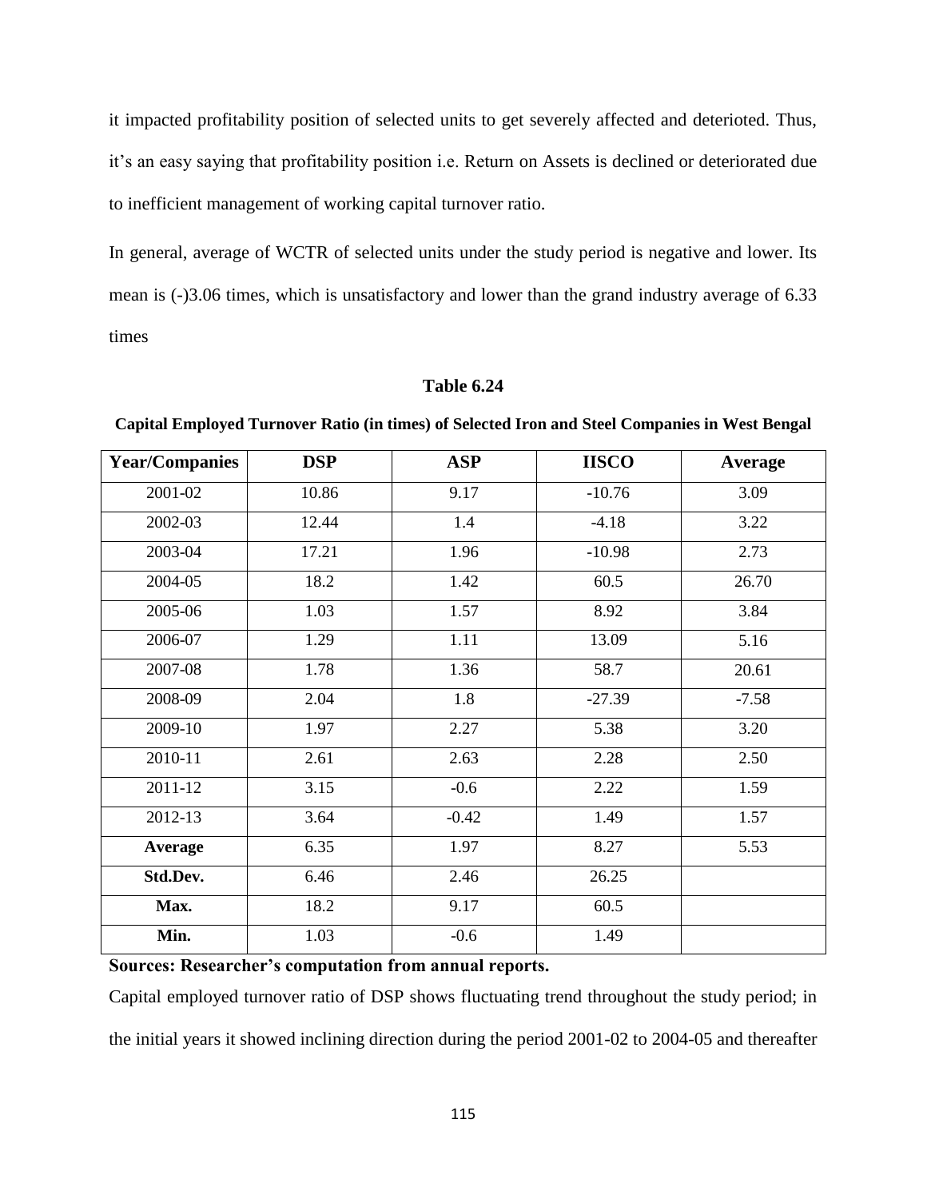it impacted profitability position of selected units to get severely affected and deterioted. Thus, it's an easy saying that profitability position i.e. Return on Assets is declined or deteriorated due to inefficient management of working capital turnover ratio.

In general, average of WCTR of selected units under the study period is negative and lower. Its mean is (-)3.06 times, which is unsatisfactory and lower than the grand industry average of 6.33 times

**Table 6.24**

**Capital Employed Turnover Ratio (in times) of Selected Iron and Steel Companies in West Bengal**

| Year/Companies | DSP | ASP | IISCO | Average |
|---|---|---|---|---|
| 2001-02 | 10.86 | 9.17 | -10.76 | 3.09 |
| 2002-03 | 12.44 | 1.4 | -4.18 | 3.22 |
| 2003-04 | 17.21 | 1.96 | -10.98 | 2.73 |
| 2004-05 | 18.2 | 1.42 | 60.5 | 26.70 |
| 2005-06 | 1.03 | 1.57 | 8.92 | 3.84 |
| 2006-07 | 1.29 | 1.11 | 13.09 | 5.16 |
| 2007-08 | 1.78 | 1.36 | 58.7 | 20.61 |
| 2008-09 | 2.04 | 1.8 | -27.39 | -7.58 |
| 2009-10 | 1.97 | 2.27 | 5.38 | 3.20 |
| 2010-11 | 2.61 | 2.63 | 2.28 | 2.50 |
| 2011-12 | 3.15 | -0.6 | 2.22 | 1.59 |
| 2012-13 | 3.64 | -0.42 | 1.49 | 1.57 |
| **Average** | 6.35 | 1.97 | 8.27 | 5.53 |
| **Std.Dev.** | 6.46 | 2.46 | 26.25 | |
| **Max.** | 18.2 | 9.17 | 60.5 | |
| **Min.** | 1.03 | -0.6 | 1.49 | |

**Sources: Researcher's computation from annual reports.**

Capital employed turnover ratio of DSP shows fluctuating trend throughout the study period; in the initial years it showed inclining direction during the period 2001-02 to 2004-05 and thereafter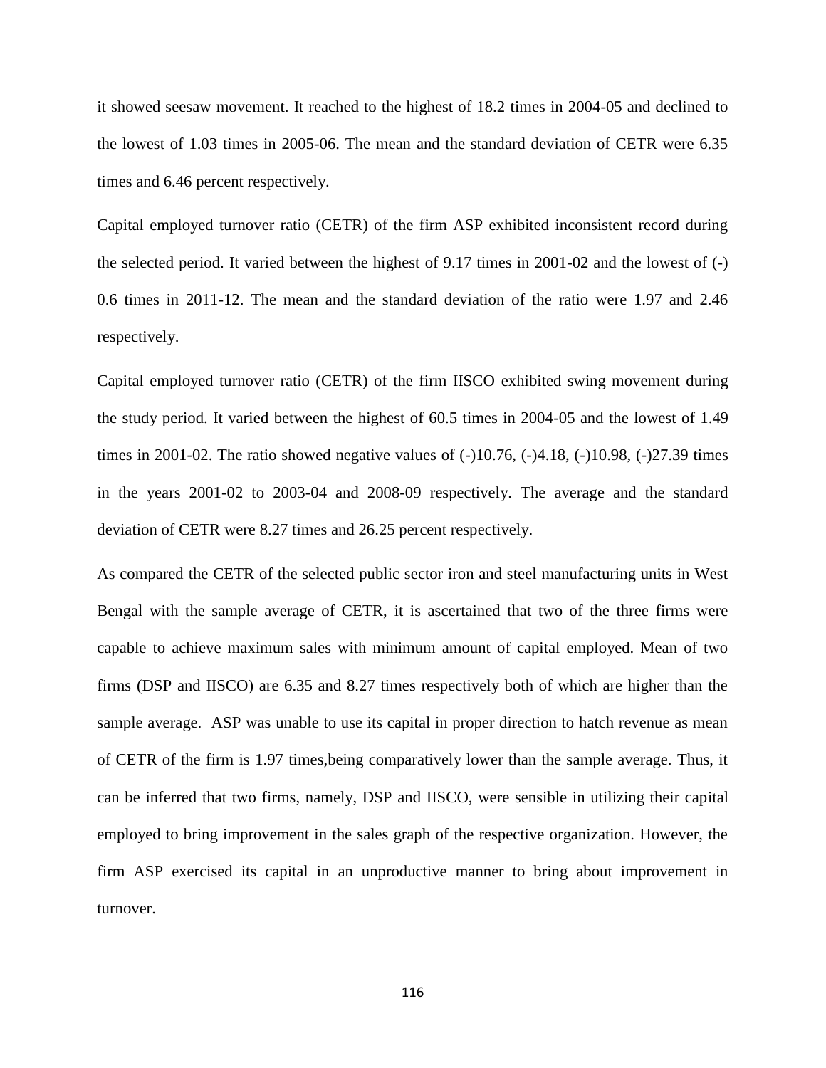it showed seesaw movement. It reached to the highest of 18.2 times in 2004-05 and declined to the lowest of 1.03 times in 2005-06. The mean and the standard deviation of CETR were 6.35 times and 6.46 percent respectively.

Capital employed turnover ratio (CETR) of the firm ASP exhibited inconsistent record during the selected period. It varied between the highest of 9.17 times in 2001-02 and the lowest of (-) 0.6 times in 2011-12. The mean and the standard deviation of the ratio were 1.97 and 2.46 respectively.

Capital employed turnover ratio (CETR) of the firm IISCO exhibited swing movement during the study period. It varied between the highest of 60.5 times in 2004-05 and the lowest of 1.49 times in 2001-02. The ratio showed negative values of (-)10.76, (-)4.18, (-)10.98, (-)27.39 times in the years 2001-02 to 2003-04 and 2008-09 respectively. The average and the standard deviation of CETR were 8.27 times and 26.25 percent respectively.

As compared the CETR of the selected public sector iron and steel manufacturing units in West Bengal with the sample average of CETR, it is ascertained that two of the three firms were capable to achieve maximum sales with minimum amount of capital employed. Mean of two firms (DSP and IISCO) are 6.35 and 8.27 times respectively both of which are higher than the sample average. ASP was unable to use its capital in proper direction to hatch revenue as mean of CETR of the firm is 1.97 times,being comparatively lower than the sample average. Thus, it can be inferred that two firms, namely, DSP and IISCO, were sensible in utilizing their capital employed to bring improvement in the sales graph of the respective organization. However, the firm ASP exercised its capital in an unproductive manner to bring about improvement in turnover.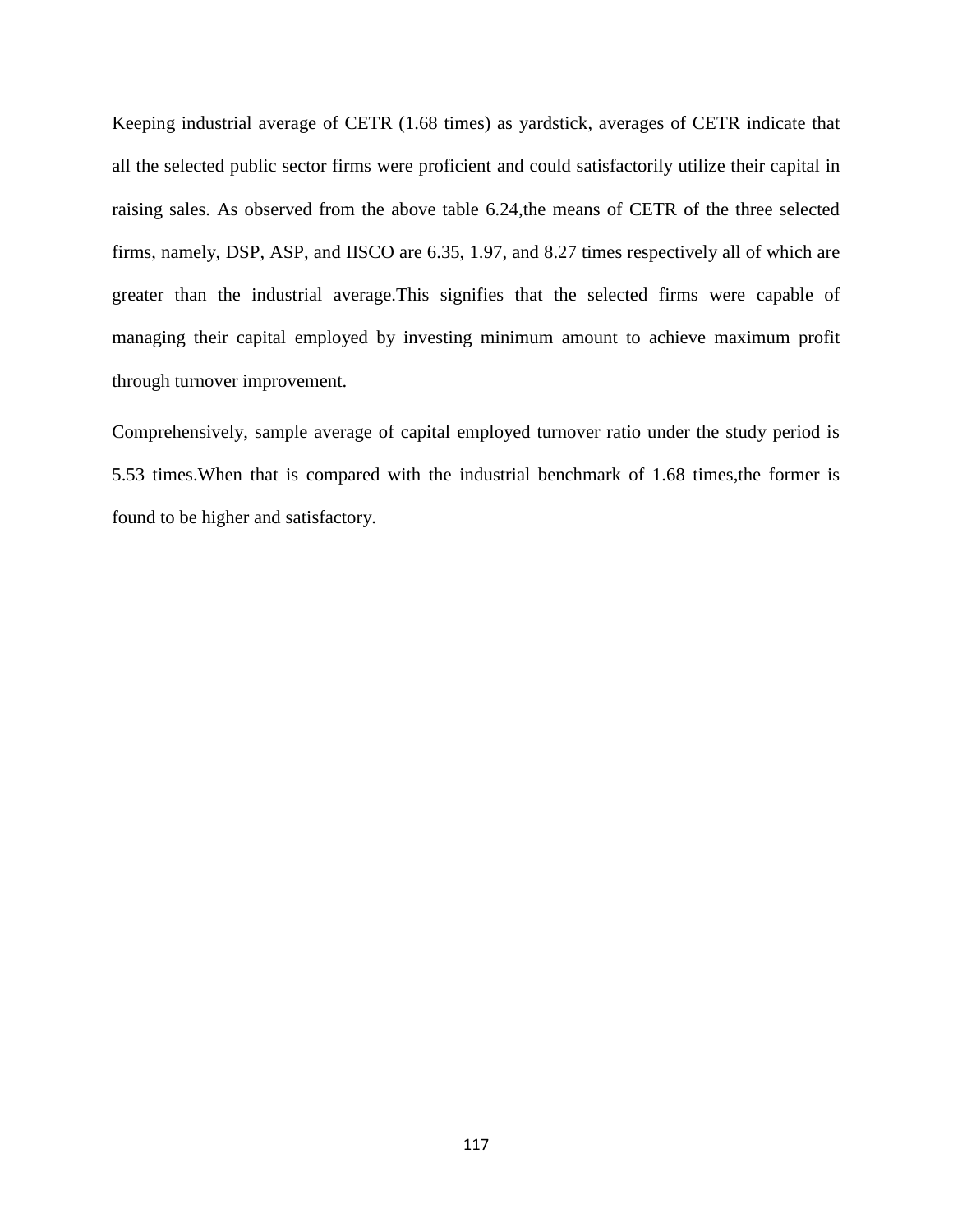Keeping industrial average of CETR (1.68 times) as yardstick, averages of CETR indicate that all the selected public sector firms were proficient and could satisfactorily utilize their capital in raising sales. As observed from the above table 6.24,the means of CETR of the three selected firms, namely, DSP, ASP, and IISCO are 6.35, 1.97, and 8.27 times respectively all of which are greater than the industrial average.This signifies that the selected firms were capable of managing their capital employed by investing minimum amount to achieve maximum profit through turnover improvement.

Comprehensively, sample average of capital employed turnover ratio under the study period is 5.53 times.When that is compared with the industrial benchmark of 1.68 times,the former is found to be higher and satisfactory.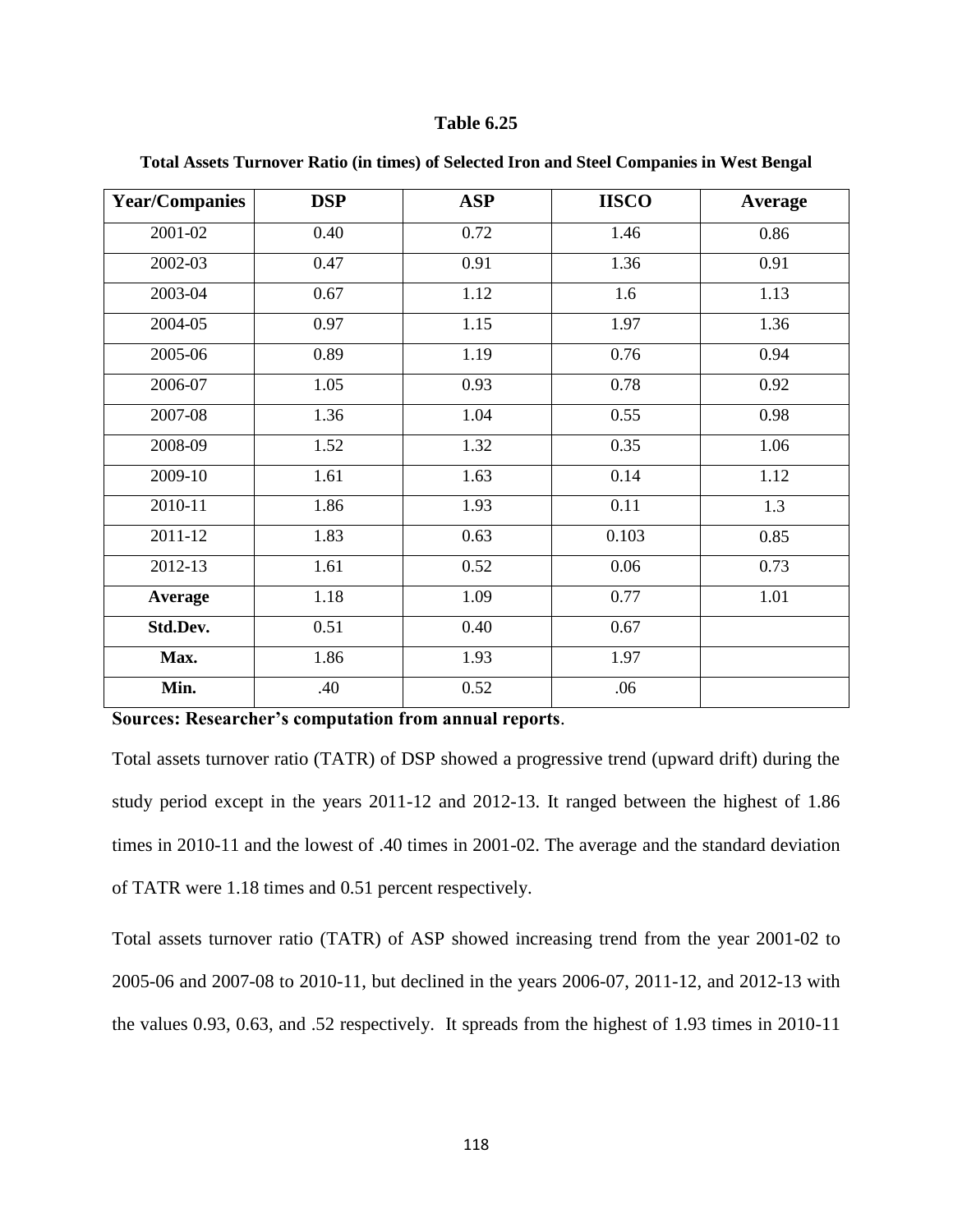**Table 6.25**

**Total Assets Turnover Ratio (in times) of Selected Iron and Steel Companies in West Bengal**

| Year/Companies | DSP | ASP | IISCO | Average |
|---|---|---|---|---|
| 2001-02 | 0.40 | 0.72 | 1.46 | 0.86 |
| 2002-03 | 0.47 | 0.91 | 1.36 | 0.91 |
| 2003-04 | 0.67 | 1.12 | 1.6 | 1.13 |
| 2004-05 | 0.97 | 1.15 | 1.97 | 1.36 |
| 2005-06 | 0.89 | 1.19 | 0.76 | 0.94 |
| 2006-07 | 1.05 | 0.93 | 0.78 | 0.92 |
| 2007-08 | 1.36 | 1.04 | 0.55 | 0.98 |
| 2008-09 | 1.52 | 1.32 | 0.35 | 1.06 |
| 2009-10 | 1.61 | 1.63 | 0.14 | 1.12 |
| 2010-11 | 1.86 | 1.93 | 0.11 | 1.3 |
| 2011-12 | 1.83 | 0.63 | 0.103 | 0.85 |
| 2012-13 | 1.61 | 0.52 | 0.06 | 0.73 |
| **Average** | 1.18 | 1.09 | 0.77 | 1.01 |
| **Std.Dev.** | 0.51 | 0.40 | 0.67 | |
| **Max.** | 1.86 | 1.93 | 1.97 | |
| **Min.** | .40 | 0.52 | .06 | |

**Sources: Researcher's computation from annual reports**.

Total assets turnover ratio (TATR) of DSP showed a progressive trend (upward drift) during the study period except in the years 2011-12 and 2012-13. It ranged between the highest of 1.86 times in 2010-11 and the lowest of .40 times in 2001-02. The average and the standard deviation of TATR were 1.18 times and 0.51 percent respectively.

Total assets turnover ratio (TATR) of ASP showed increasing trend from the year 2001-02 to 2005-06 and 2007-08 to 2010-11, but declined in the years 2006-07, 2011-12, and 2012-13 with the values 0.93, 0.63, and .52 respectively. It spreads from the highest of 1.93 times in 2010-11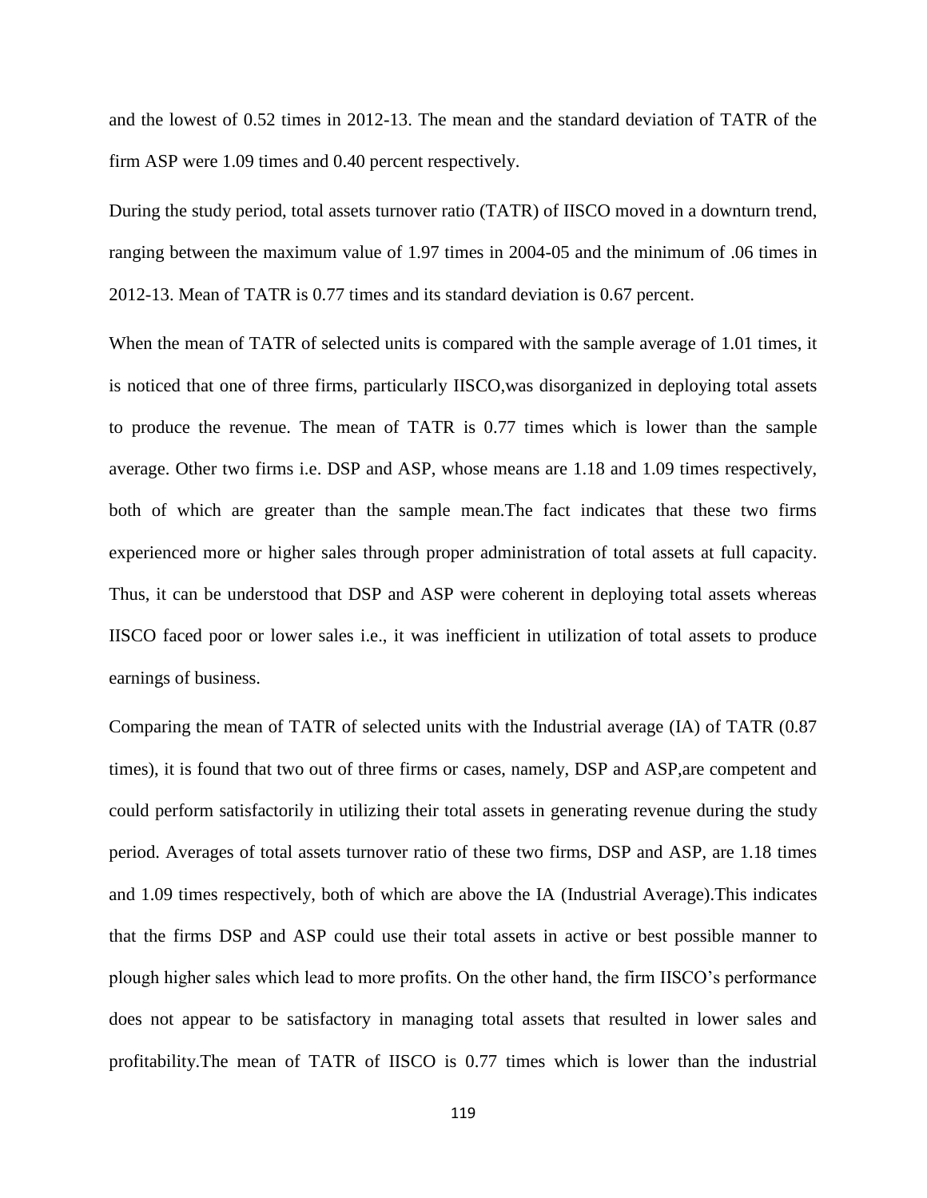and the lowest of 0.52 times in 2012-13. The mean and the standard deviation of TATR of the firm ASP were 1.09 times and 0.40 percent respectively.

During the study period, total assets turnover ratio (TATR) of IISCO moved in a downturn trend, ranging between the maximum value of 1.97 times in 2004-05 and the minimum of .06 times in 2012-13. Mean of TATR is 0.77 times and its standard deviation is 0.67 percent.

When the mean of TATR of selected units is compared with the sample average of 1.01 times, it is noticed that one of three firms, particularly IISCO,was disorganized in deploying total assets to produce the revenue. The mean of TATR is 0.77 times which is lower than the sample average. Other two firms i.e. DSP and ASP, whose means are 1.18 and 1.09 times respectively, both of which are greater than the sample mean.The fact indicates that these two firms experienced more or higher sales through proper administration of total assets at full capacity. Thus, it can be understood that DSP and ASP were coherent in deploying total assets whereas IISCO faced poor or lower sales i.e., it was inefficient in utilization of total assets to produce earnings of business.

Comparing the mean of TATR of selected units with the Industrial average (IA) of TATR (0.87 times), it is found that two out of three firms or cases, namely, DSP and ASP,are competent and could perform satisfactorily in utilizing their total assets in generating revenue during the study period. Averages of total assets turnover ratio of these two firms, DSP and ASP, are 1.18 times and 1.09 times respectively, both of which are above the IA (Industrial Average).This indicates that the firms DSP and ASP could use their total assets in active or best possible manner to plough higher sales which lead to more profits. On the other hand, the firm IISCO's performance does not appear to be satisfactory in managing total assets that resulted in lower sales and profitability.The mean of TATR of IISCO is 0.77 times which is lower than the industrial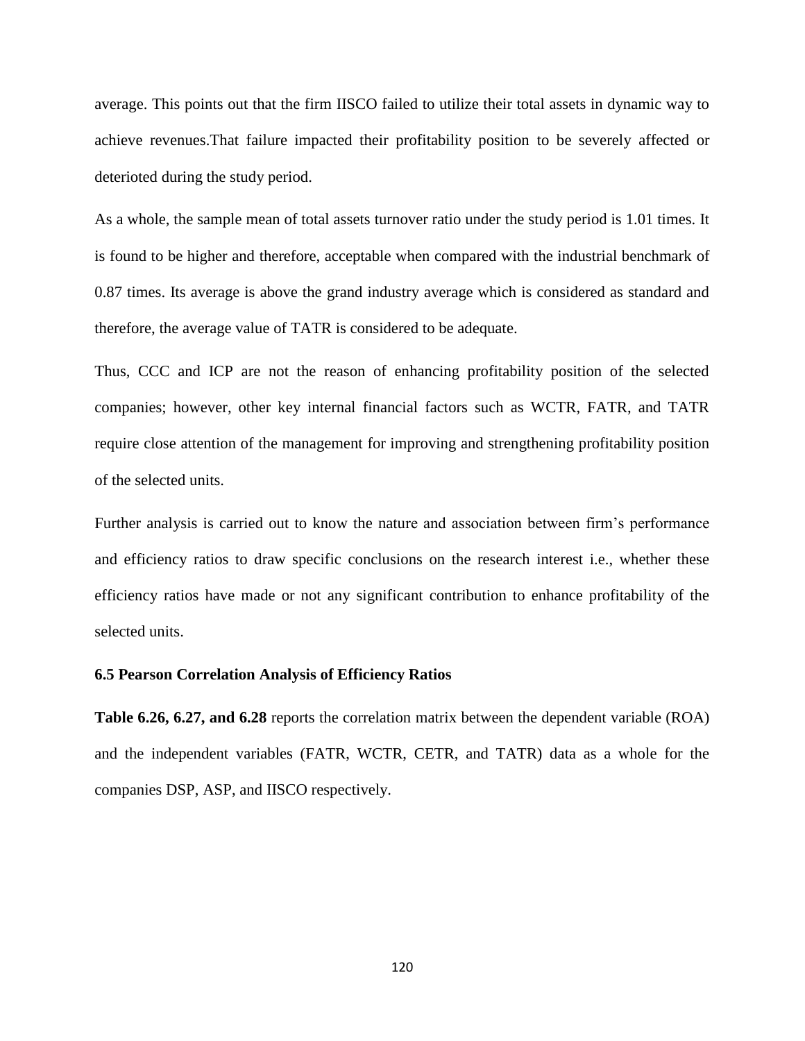average. This points out that the firm IISCO failed to utilize their total assets in dynamic way to achieve revenues.That failure impacted their profitability position to be severely affected or deterioted during the study period.

As a whole, the sample mean of total assets turnover ratio under the study period is 1.01 times. It is found to be higher and therefore, acceptable when compared with the industrial benchmark of 0.87 times. Its average is above the grand industry average which is considered as standard and therefore, the average value of TATR is considered to be adequate.

Thus, CCC and ICP are not the reason of enhancing profitability position of the selected companies; however, other key internal financial factors such as WCTR, FATR, and TATR require close attention of the management for improving and strengthening profitability position of the selected units.

Further analysis is carried out to know the nature and association between firm's performance and efficiency ratios to draw specific conclusions on the research interest i.e., whether these efficiency ratios have made or not any significant contribution to enhance profitability of the selected units.

### 6.5 Pearson Correlation Analysis of Efficiency Ratios

**Table 6.26, 6.27, and 6.28** reports the correlation matrix between the dependent variable (ROA) and the independent variables (FATR, WCTR, CETR, and TATR) data as a whole for the companies DSP, ASP, and IISCO respectively.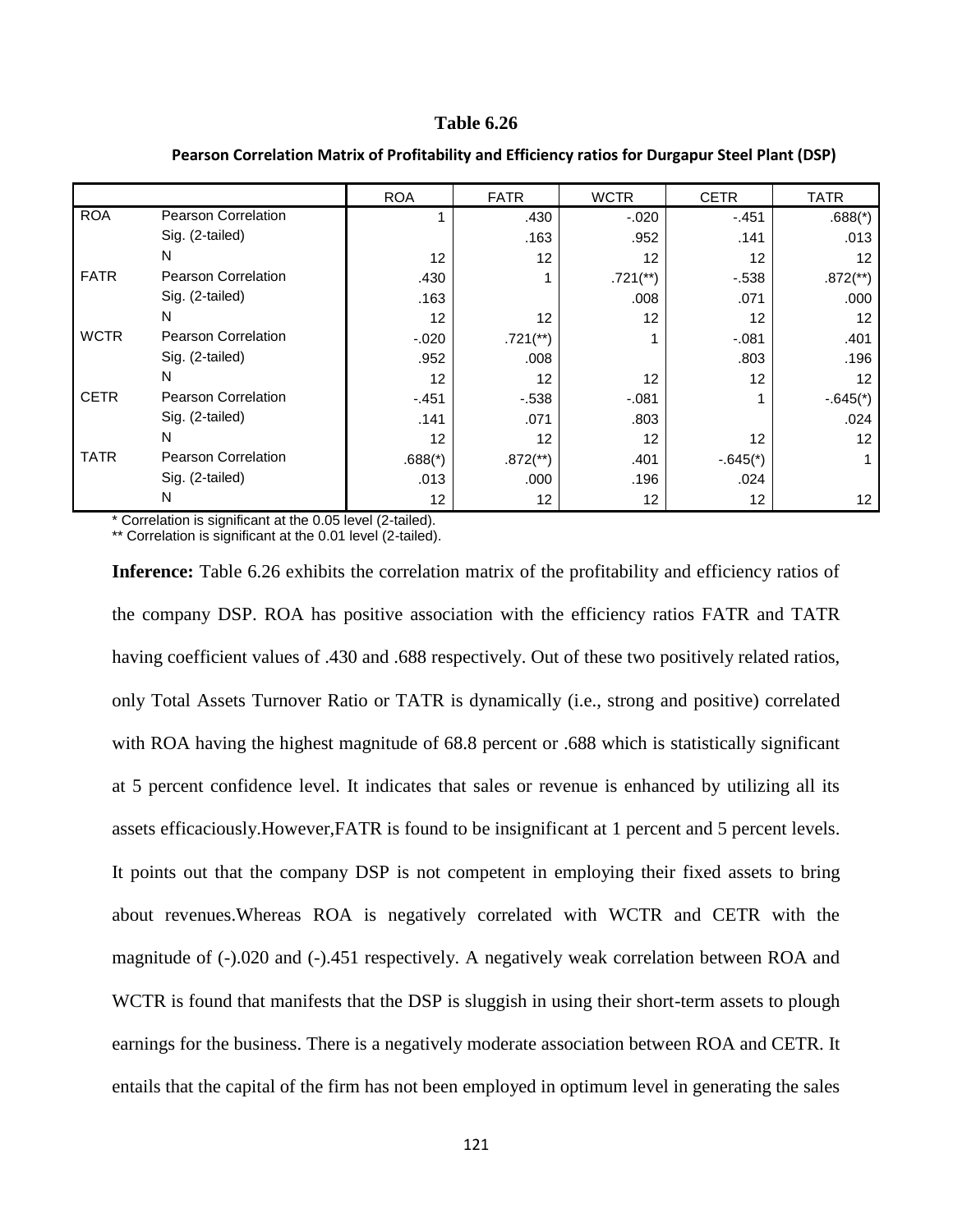**Table 6.26**

**Pearson Correlation Matrix of Profitability and Efficiency ratios for Durgapur Steel Plant (DSP)**

| | | ROA | FATR | WCTR | CETR | TATR |
|---|---|---|---|---|---|---|
| ROA | Pearson Correlation | 1 | .430 | -.020 | -.451 | .688(*) |
| | Sig. (2-tailed) | | .163 | .952 | .141 | .013 |
| | N | 12 | 12 | 12 | 12 | 12 |
| FATR | Pearson Correlation | .430 | 1 | .721(**) | -.538 | .872(**) |
| | Sig. (2-tailed) | .163 | | .008 | .071 | .000 |
| | N | 12 | 12 | 12 | 12 | 12 |
| WCTR | Pearson Correlation | -.020 | .721(**) | 1 | -.081 | .401 |
| | Sig. (2-tailed) | .952 | .008 | | .803 | .196 |
| | N | 12 | 12 | 12 | 12 | 12 |
| CETR | Pearson Correlation | -.451 | -.538 | -.081 | 1 | -.645(*) |
| | Sig. (2-tailed) | .141 | .071 | .803 | | .024 |
| | N | 12 | 12 | 12 | 12 | 12 |
| TATR | Pearson Correlation | .688(*) | .872(**) | .401 | -.645(*) | 1 |
| | Sig. (2-tailed) | .013 | .000 | .196 | .024 | |
| | N | 12 | 12 | 12 | 12 | 12 |

* Correlation is significant at the 0.05 level (2-tailed).
** Correlation is significant at the 0.01 level (2-tailed).

**Inference:** Table 6.26 exhibits the correlation matrix of the profitability and efficiency ratios of the company DSP. ROA has positive association with the efficiency ratios FATR and TATR having coefficient values of .430 and .688 respectively. Out of these two positively related ratios, only Total Assets Turnover Ratio or TATR is dynamically (i.e., strong and positive) correlated with ROA having the highest magnitude of 68.8 percent or .688 which is statistically significant at 5 percent confidence level. It indicates that sales or revenue is enhanced by utilizing all its assets efficaciously.However,FATR is found to be insignificant at 1 percent and 5 percent levels. It points out that the company DSP is not competent in employing their fixed assets to bring about revenues.Whereas ROA is negatively correlated with WCTR and CETR with the magnitude of (-).020 and (-).451 respectively. A negatively weak correlation between ROA and WCTR is found that manifests that the DSP is sluggish in using their short-term assets to plough earnings for the business. There is a negatively moderate association between ROA and CETR. It entails that the capital of the firm has not been employed in optimum level in generating the sales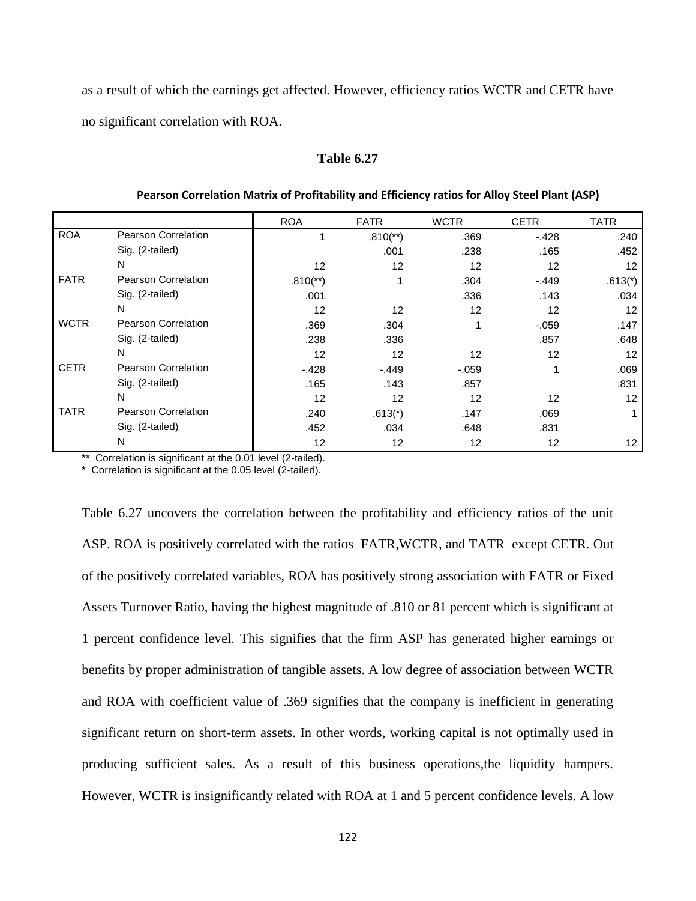as a result of which the earnings get affected. However, efficiency ratios WCTR and CETR have no significant correlation with ROA.

**Table 6.27**

**Pearson Correlation Matrix of Profitability and Efficiency ratios for Alloy Steel Plant (ASP)**

| | | ROA | FATR | WCTR | CETR | TATR |
|---|---|---|---|---|---|---|
| ROA | Pearson Correlation | 1 | .810(**) | .369 | -.428 | .240 |
| | Sig. (2-tailed) | | .001 | .238 | .165 | .452 |
| | N | 12 | 12 | 12 | 12 | 12 |
| FATR | Pearson Correlation | .810(**) | 1 | .304 | -.449 | .613(*) |
| | Sig. (2-tailed) | .001 | | .336 | .143 | .034 |
| | N | 12 | 12 | 12 | 12 | 12 |
| WCTR | Pearson Correlation | .369 | .304 | 1 | -.059 | .147 |
| | Sig. (2-tailed) | .238 | .336 | | .857 | .648 |
| | N | 12 | 12 | 12 | 12 | 12 |
| CETR | Pearson Correlation | -.428 | -.449 | -.059 | 1 | .069 |
| | Sig. (2-tailed) | .165 | .143 | .857 | | .831 |
| | N | 12 | 12 | 12 | 12 | 12 |
| TATR | Pearson Correlation | .240 | .613(*) | .147 | .069 | 1 |
| | Sig. (2-tailed) | .452 | .034 | .648 | .831 | |
| | N | 12 | 12 | 12 | 12 | 12 |

** Correlation is significant at the 0.01 level (2-tailed).

* Correlation is significant at the 0.05 level (2-tailed).

Table 6.27 uncovers the correlation between the profitability and efficiency ratios of the unit ASP. ROA is positively correlated with the ratios FATR,WCTR, and TATR except CETR. Out of the positively correlated variables, ROA has positively strong association with FATR or Fixed Assets Turnover Ratio, having the highest magnitude of .810 or 81 percent which is significant at 1 percent confidence level. This signifies that the firm ASP has generated higher earnings or benefits by proper administration of tangible assets. A low degree of association between WCTR and ROA with coefficient value of .369 signifies that the company is inefficient in generating significant return on short-term assets. In other words, working capital is not optimally used in producing sufficient sales. As a result of this business operations,the liquidity hampers. However, WCTR is insignificantly related with ROA at 1 and 5 percent confidence levels. A low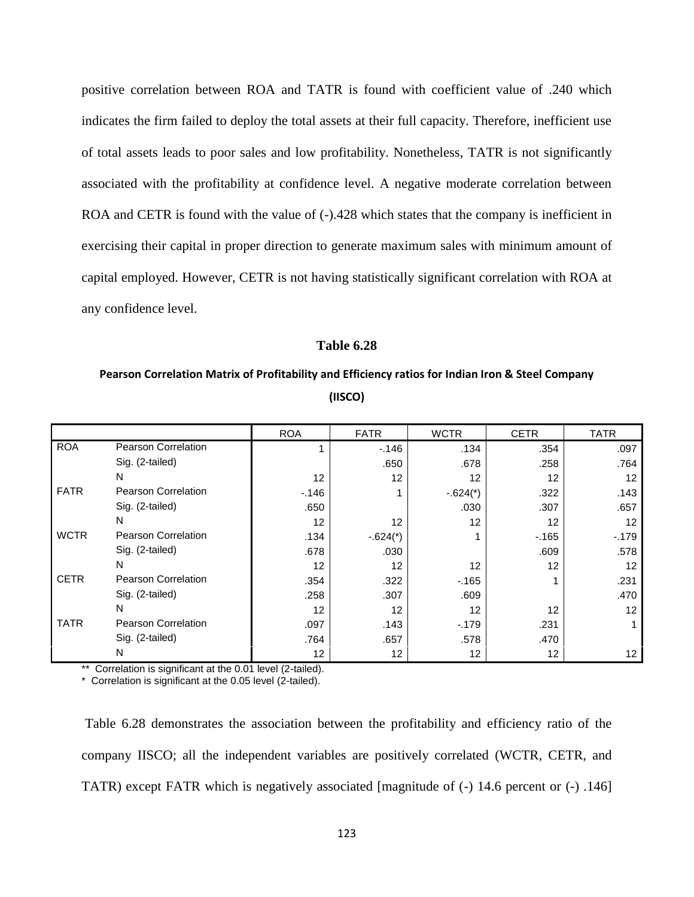positive correlation between ROA and TATR is found with coefficient value of .240 which indicates the firm failed to deploy the total assets at their full capacity. Therefore, inefficient use of total assets leads to poor sales and low profitability. Nonetheless, TATR is not significantly associated with the profitability at confidence level. A negative moderate correlation between ROA and CETR is found with the value of (-).428 which states that the company is inefficient in exercising their capital in proper direction to generate maximum sales with minimum amount of capital employed. However, CETR is not having statistically significant correlation with ROA at any confidence level.

**Table 6.28**

**Pearson Correlation Matrix of Profitability and Efficiency ratios for Indian Iron & Steel Company (IISCO)**

| | | ROA | FATR | WCTR | CETR | TATR |
|---|---|---|---|---|---|---|
| ROA | Pearson Correlation | 1 | -.146 | .134 | .354 | .097 |
| | Sig. (2-tailed) | | .650 | .678 | .258 | .764 |
| | N | 12 | 12 | 12 | 12 | 12 |
| FATR | Pearson Correlation | -.146 | 1 | -.624(*) | .322 | .143 |
| | Sig. (2-tailed) | .650 | | .030 | .307 | .657 |
| | N | 12 | 12 | 12 | 12 | 12 |
| WCTR | Pearson Correlation | .134 | -.624(*) | 1 | -.165 | -.179 |
| | Sig. (2-tailed) | .678 | .030 | | .609 | .578 |
| | N | 12 | 12 | 12 | 12 | 12 |
| CETR | Pearson Correlation | .354 | .322 | -.165 | 1 | .231 |
| | Sig. (2-tailed) | .258 | .307 | .609 | | .470 |
| | N | 12 | 12 | 12 | 12 | 12 |
| TATR | Pearson Correlation | .097 | .143 | -.179 | .231 | 1 |
| | Sig. (2-tailed) | .764 | .657 | .578 | .470 | |
| | N | 12 | 12 | 12 | 12 | 12 |

** Correlation is significant at the 0.01 level (2-tailed).
* Correlation is significant at the 0.05 level (2-tailed).

Table 6.28 demonstrates the association between the profitability and efficiency ratio of the company IISCO; all the independent variables are positively correlated (WCTR, CETR, and TATR) except FATR which is negatively associated [magnitude of (-) 14.6 percent or (-) .146]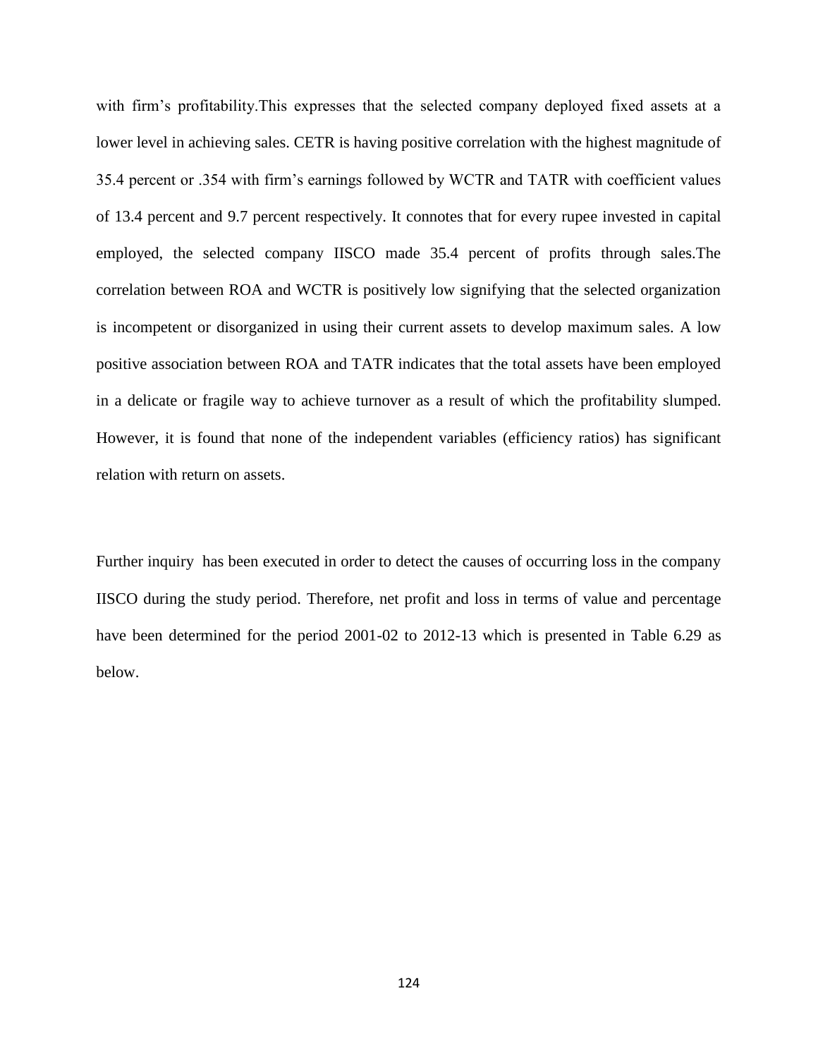with firm's profitability.This expresses that the selected company deployed fixed assets at a lower level in achieving sales. CETR is having positive correlation with the highest magnitude of 35.4 percent or .354 with firm's earnings followed by WCTR and TATR with coefficient values of 13.4 percent and 9.7 percent respectively. It connotes that for every rupee invested in capital employed, the selected company IISCO made 35.4 percent of profits through sales.The correlation between ROA and WCTR is positively low signifying that the selected organization is incompetent or disorganized in using their current assets to develop maximum sales. A low positive association between ROA and TATR indicates that the total assets have been employed in a delicate or fragile way to achieve turnover as a result of which the profitability slumped. However, it is found that none of the independent variables (efficiency ratios) has significant relation with return on assets.

Further inquiry has been executed in order to detect the causes of occurring loss in the company IISCO during the study period. Therefore, net profit and loss in terms of value and percentage have been determined for the period 2001-02 to 2012-13 which is presented in Table 6.29 as below.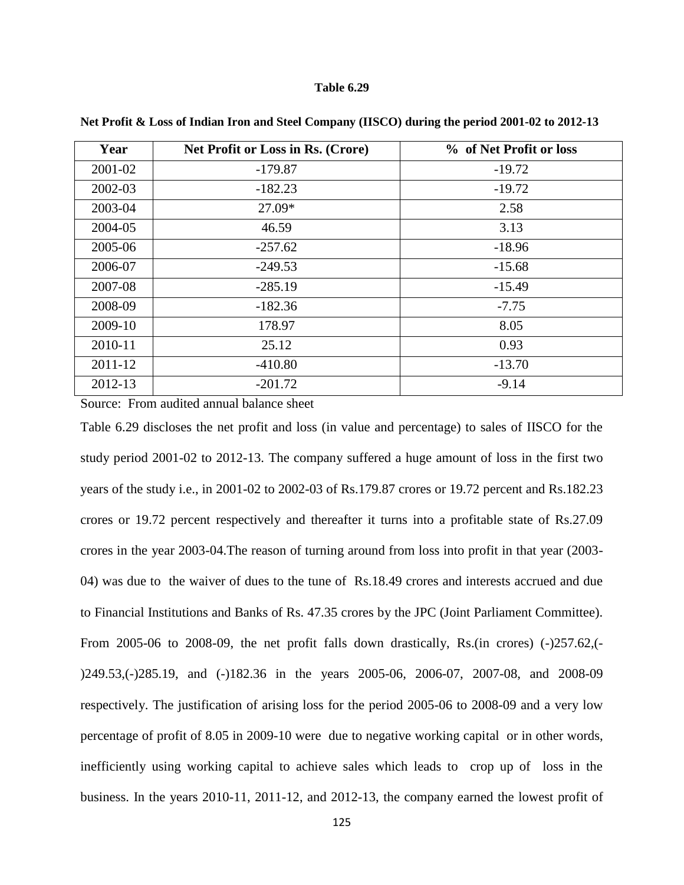**Table 6.29**

**Net Profit & Loss of Indian Iron and Steel Company (IISCO) during the period 2001-02 to 2012-13**

| Year | Net Profit or Loss in Rs. (Crore) | % of Net Profit or loss |
|---|---|---|
| 2001-02 | -179.87 | -19.72 |
| 2002-03 | -182.23 | -19.72 |
| 2003-04 | 27.09* | 2.58 |
| 2004-05 | 46.59 | 3.13 |
| 2005-06 | -257.62 | -18.96 |
| 2006-07 | -249.53 | -15.68 |
| 2007-08 | -285.19 | -15.49 |
| 2008-09 | -182.36 | -7.75 |
| 2009-10 | 178.97 | 8.05 |
| 2010-11 | 25.12 | 0.93 |
| 2011-12 | -410.80 | -13.70 |
| 2012-13 | -201.72 | -9.14 |

Source: From audited annual balance sheet

Table 6.29 discloses the net profit and loss (in value and percentage) to sales of IISCO for the study period 2001-02 to 2012-13. The company suffered a huge amount of loss in the first two years of the study i.e., in 2001-02 to 2002-03 of Rs.179.87 crores or 19.72 percent and Rs.182.23 crores or 19.72 percent respectively and thereafter it turns into a profitable state of Rs.27.09 crores in the year 2003-04.The reason of turning around from loss into profit in that year (2003-04) was due to the waiver of dues to the tune of Rs.18.49 crores and interests accrued and due to Financial Institutions and Banks of Rs. 47.35 crores by the JPC (Joint Parliament Committee). From 2005-06 to 2008-09, the net profit falls down drastically, Rs.(in crores) (-)257.62,(-)249.53,(-)285.19, and (-)182.36 in the years 2005-06, 2006-07, 2007-08, and 2008-09 respectively. The justification of arising loss for the period 2005-06 to 2008-09 and a very low percentage of profit of 8.05 in 2009-10 were due to negative working capital or in other words, inefficiently using working capital to achieve sales which leads to crop up of loss in the business. In the years 2010-11, 2011-12, and 2012-13, the company earned the lowest profit of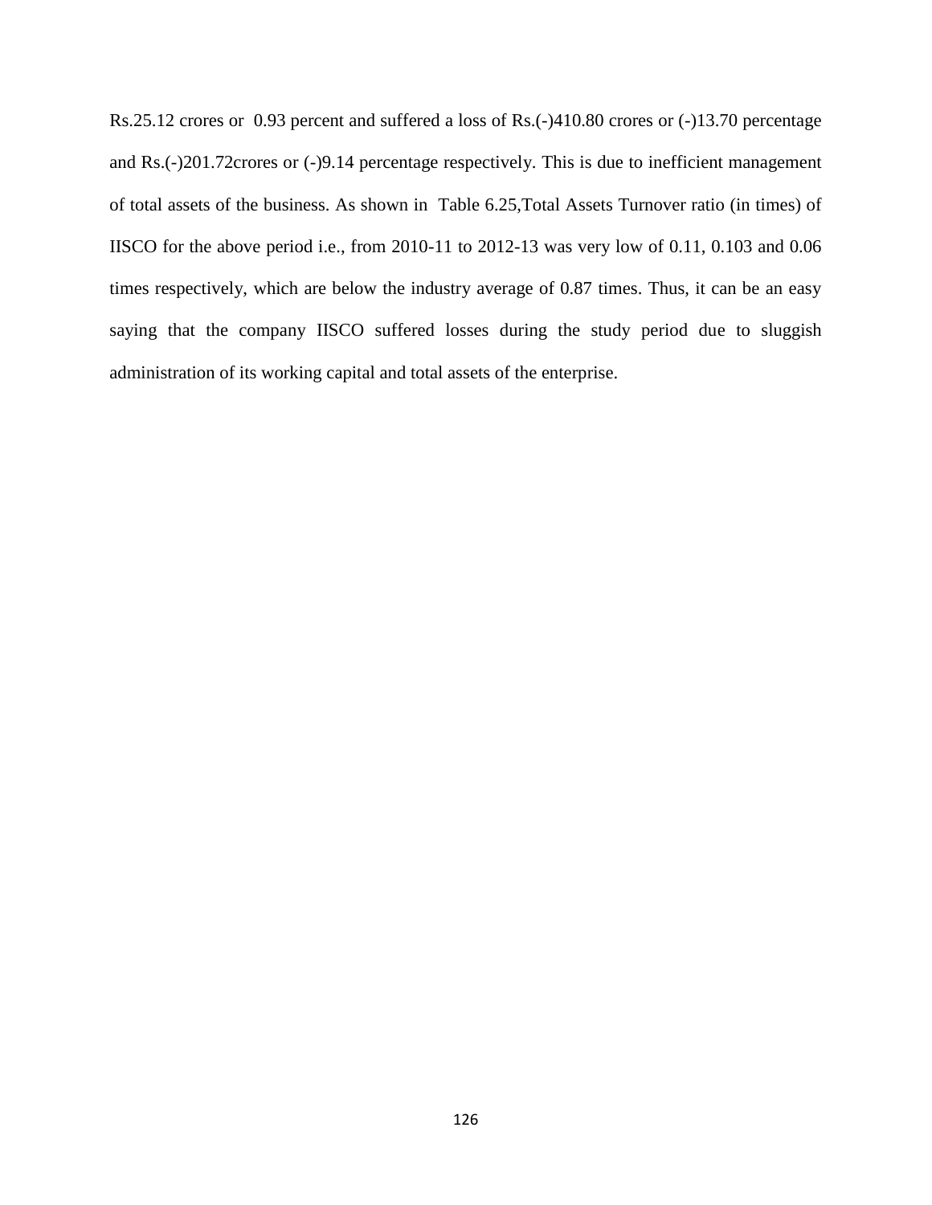Rs.25.12 crores or 0.93 percent and suffered a loss of Rs.(-)410.80 crores or (-)13.70 percentage and Rs.(-)201.72crores or (-)9.14 percentage respectively. This is due to inefficient management of total assets of the business. As shown in Table 6.25,Total Assets Turnover ratio (in times) of IISCO for the above period i.e., from 2010-11 to 2012-13 was very low of 0.11, 0.103 and 0.06 times respectively, which are below the industry average of 0.87 times. Thus, it can be an easy saying that the company IISCO suffered losses during the study period due to sluggish administration of its working capital and total assets of the enterprise.